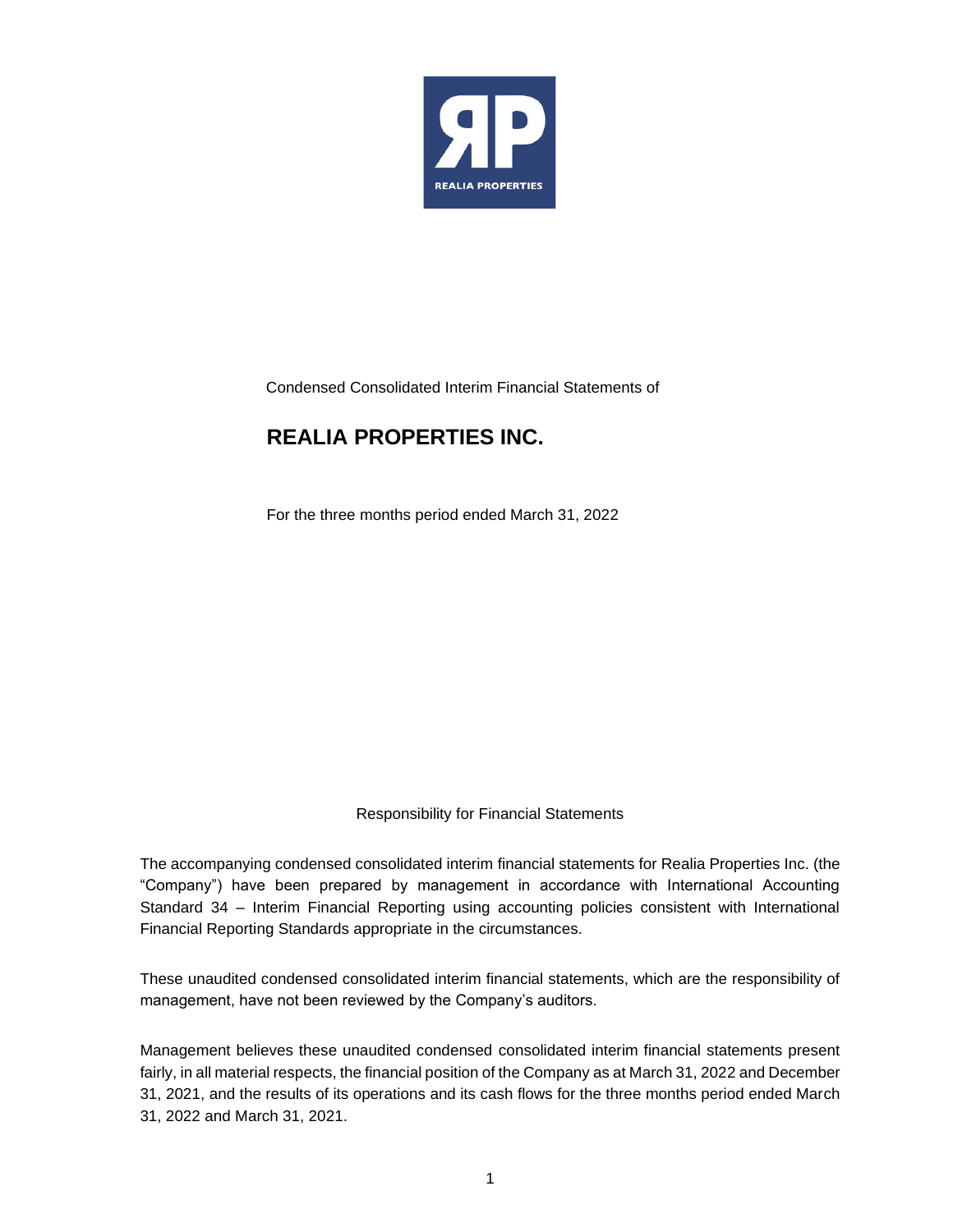Condensed Consolidated Interim Financial Statements of

# REALIA PROPERTIES INC.

For the three months period ended March 31, 2022

## Responsibility for Financial Statements

The accompanying condensed consolidated interim financial statements for Realia Properties Inc. (the "Company") have been prepared by management in accordance with International Accounting Standard 34 – Interim Financial Reporting using accounting policies consistent with International Financial Reporting Standards appropriate in the circumstances.

These unaudited condensed consolidated interim financial statements, which are the responsibility of management, have not been reviewed by the Company's auditors.

Management believes these unaudited condensed consolidated interim financial statements present fairly, in all material respects, the financial position of the Company as at March 31, 2022 and December 31, 2021, and the results of its operations and its cash flows for the three months period ended March 31, 2022 and March 31, 2021.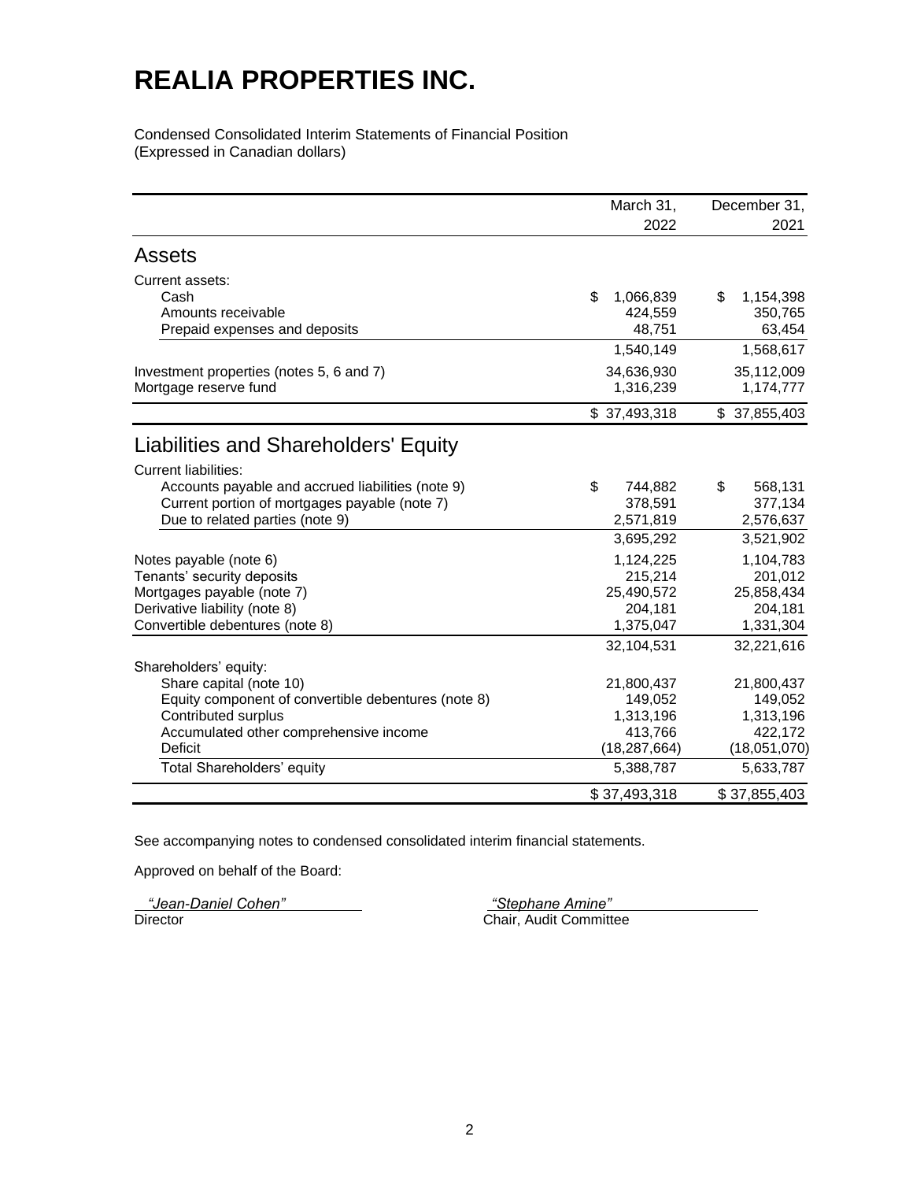# REALIA PROPERTIES INC.

Condensed Consolidated Interim Statements of Financial Position
(Expressed in Canadian dollars)

| | March 31, 2022 | December 31, 2021 |
|---|---|---|
| **Assets** | | |
| Current assets: | | |
| Cash | $ 1,066,839 | $ 1,154,398 |
| Amounts receivable | 424,559 | 350,765 |
| Prepaid expenses and deposits | 48,751 | 63,454 |
| | 1,540,149 | 1,568,617 |
| Investment properties (notes 5, 6 and 7) | 34,636,930 | 35,112,009 |
| Mortgage reserve fund | 1,316,239 | 1,174,777 |
| | $ 37,493,318 | $ 37,855,403 |
| **Liabilities and Shareholders' Equity** | | |
| Current liabilities: | | |
| Accounts payable and accrued liabilities (note 9) | $ 744,882 | $ 568,131 |
| Current portion of mortgages payable (note 7) | 378,591 | 377,134 |
| Due to related parties (note 9) | 2,571,819 | 2,576,637 |
| | 3,695,292 | 3,521,902 |
| Notes payable (note 6) | 1,124,225 | 1,104,783 |
| Tenants' security deposits | 215,214 | 201,012 |
| Mortgages payable (note 7) | 25,490,572 | 25,858,434 |
| Derivative liability (note 8) | 204,181 | 204,181 |
| Convertible debentures (note 8) | 1,375,047 | 1,331,304 |
| | 32,104,531 | 32,221,616 |
| Shareholders' equity: | | |
| Share capital (note 10) | 21,800,437 | 21,800,437 |
| Equity component of convertible debentures (note 8) | 149,052 | 149,052 |
| Contributed surplus | 1,313,196 | 1,313,196 |
| Accumulated other comprehensive income | 413,766 | 422,172 |
| Deficit | (18,287,664) | (18,051,070) |
| Total Shareholders' equity | 5,388,787 | 5,633,787 |
| | $ 37,493,318 | $ 37,855,403 |

See accompanying notes to condensed consolidated interim financial statements.

Approved on behalf of the Board:

*"Jean-Daniel Cohen"*
Director

*"Stephane Amine"*
Chair, Audit Committee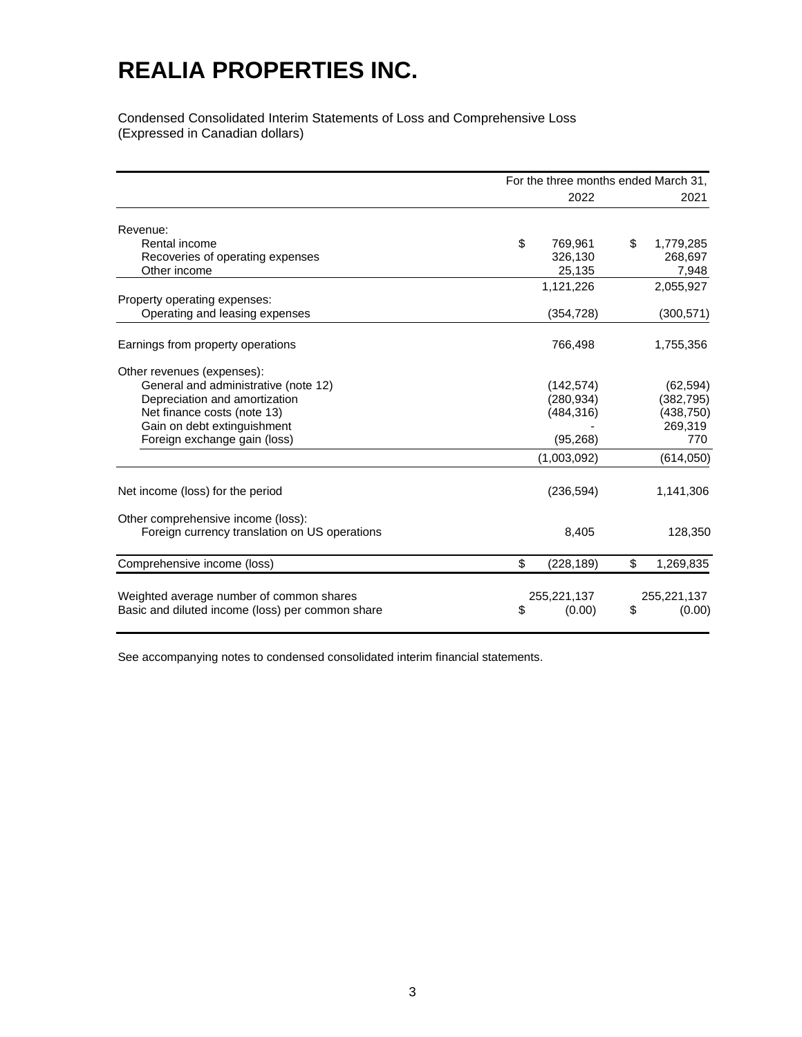# REALIA PROPERTIES INC.

Condensed Consolidated Interim Statements of Loss and Comprehensive Loss
(Expressed in Canadian dollars)

| | For the three months ended March 31, | |
|---|---|---|
| | 2022 | 2021 |
| Revenue: | | |
| Rental income | $ 769,961 | $ 1,779,285 |
| Recoveries of operating expenses | 326,130 | 268,697 |
| Other income | 25,135 | 7,948 |
| | 1,121,226 | 2,055,927 |
| Property operating expenses: | | |
| Operating and leasing expenses | (354,728) | (300,571) |
| Earnings from property operations | 766,498 | 1,755,356 |
| Other revenues (expenses): | | |
| General and administrative (note 12) | (142,574) | (62,594) |
| Depreciation and amortization | (280,934) | (382,795) |
| Net finance costs (note 13) | (484,316) | (438,750) |
| Gain on debt extinguishment | - | 269,319 |
| Foreign exchange gain (loss) | (95,268) | 770 |
| | (1,003,092) | (614,050) |
| Net income (loss) for the period | (236,594) | 1,141,306 |
| Other comprehensive income (loss): | | |
| Foreign currency translation on US operations | 8,405 | 128,350 |
| Comprehensive income (loss) | $ (228,189) | $ 1,269,835 |
| Weighted average number of common shares | 255,221,137 | 255,221,137 |
| Basic and diluted income (loss) per common share | $ (0.00) | $ (0.00) |

See accompanying notes to condensed consolidated interim financial statements.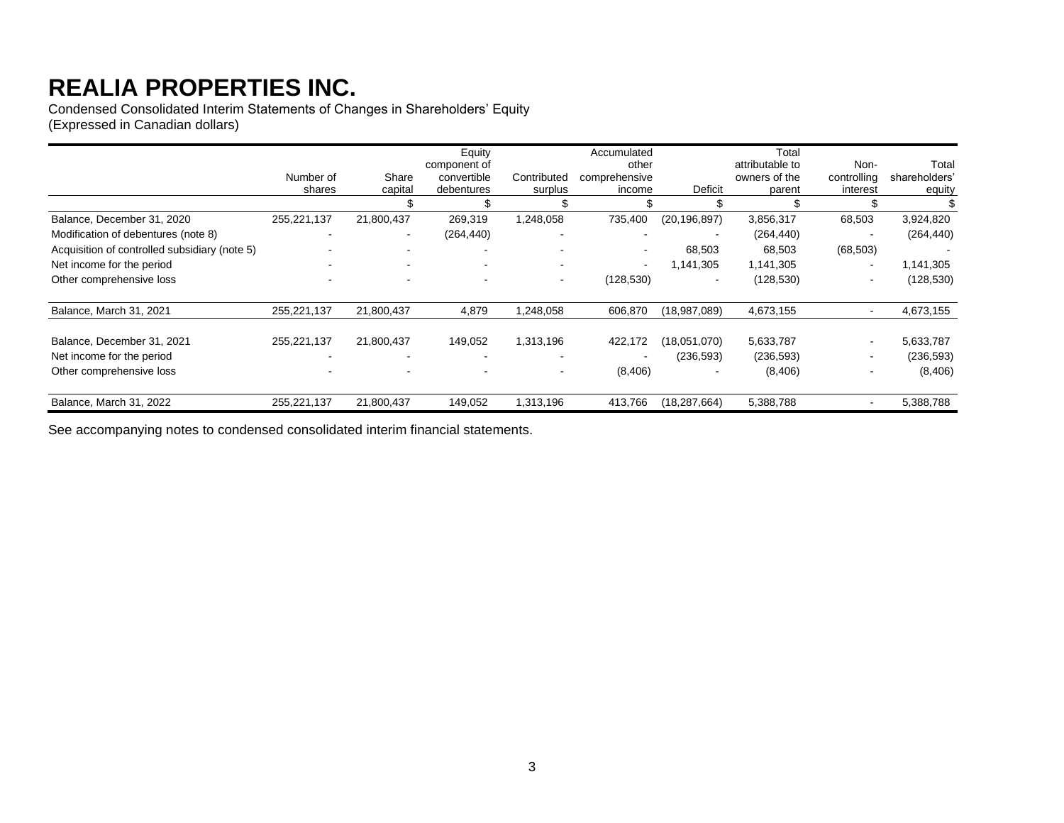# REALIA PROPERTIES INC.

Condensed Consolidated Interim Statements of Changes in Shareholders' Equity
(Expressed in Canadian dollars)

| | Number of shares | Share capital | Equity component of convertible debentures | Contributed surplus | Accumulated other comprehensive income | Deficit | Total attributable to owners of the parent | Non-controlling interest | Total shareholders' equity |
|---|---|---|---|---|---|---|---|---|---|
| | | $ | $ | $ | $ | $ | $ | $ | $ |
| Balance, December 31, 2020 | 255,221,137 | 21,800,437 | 269,319 | 1,248,058 | 735,400 | (20,196,897) | 3,856,317 | 68,503 | 3,924,820 |
| Modification of debentures (note 8) | - | - | (264,440) | - | - | - | (264,440) | - | (264,440) |
| Acquisition of controlled subsidiary (note 5) | - | - | - | - | - | 68,503 | 68,503 | (68,503) | - |
| Net income for the period | - | - | - | - | - | 1,141,305 | 1,141,305 | - | 1,141,305 |
| Other comprehensive loss | - | - | - | - | (128,530) | - | (128,530) | - | (128,530) |
| Balance, March 31, 2021 | 255,221,137 | 21,800,437 | 4,879 | 1,248,058 | 606,870 | (18,987,089) | 4,673,155 | - | 4,673,155 |
| Balance, December 31, 2021 | 255,221,137 | 21,800,437 | 149,052 | 1,313,196 | 422,172 | (18,051,070) | 5,633,787 | - | 5,633,787 |
| Net income for the period | - | - | - | - | - | (236,593) | (236,593) | - | (236,593) |
| Other comprehensive loss | - | - | - | - | (8,406) | - | (8,406) | - | (8,406) |
| Balance, March 31, 2022 | 255,221,137 | 21,800,437 | 149,052 | 1,313,196 | 413,766 | (18,287,664) | 5,388,788 | - | 5,388,788 |

See accompanying notes to condensed consolidated interim financial statements.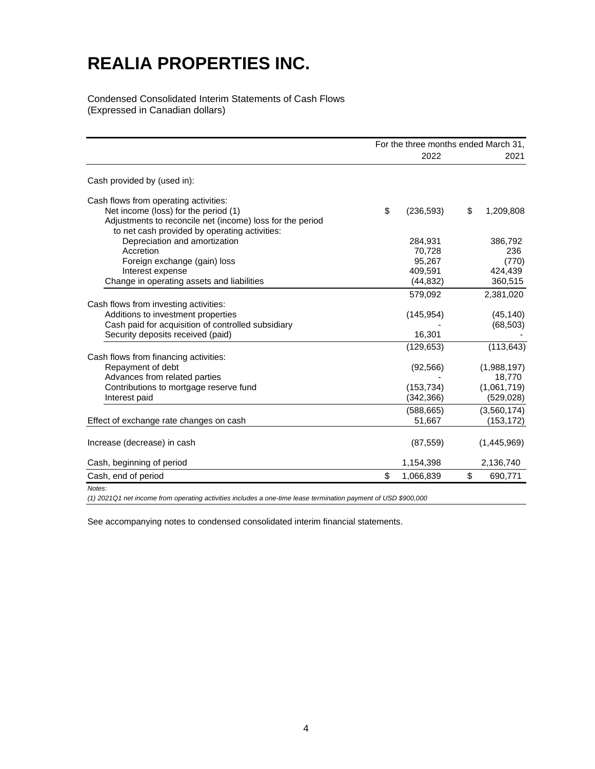# REALIA PROPERTIES INC.

Condensed Consolidated Interim Statements of Cash Flows
(Expressed in Canadian dollars)

| | For the three months ended March 31, 2022 | 2021 |
|---|---|---|
| Cash provided by (used in): | | |
| Cash flows from operating activities: | | |
| Net income (loss) for the period (1) | $ (236,593) | $ 1,209,808 |
| Adjustments to reconcile net (income) loss for the period to net cash provided by operating activities: | | |
| Depreciation and amortization | 284,931 | 386,792 |
| Accretion | 70,728 | 236 |
| Foreign exchange (gain) loss | 95,267 | (770) |
| Interest expense | 409,591 | 424,439 |
| Change in operating assets and liabilities | (44,832) | 360,515 |
| | 579,092 | 2,381,020 |
| Cash flows from investing activities: | | |
| Additions to investment properties | (145,954) | (45,140) |
| Cash paid for acquisition of controlled subsidiary | - | (68,503) |
| Security deposits received (paid) | 16,301 | - |
| | (129,653) | (113,643) |
| Cash flows from financing activities: | | |
| Repayment of debt | (92,566) | (1,988,197) |
| Advances from related parties | - | 18,770 |
| Contributions to mortgage reserve fund | (153,734) | (1,061,719) |
| Interest paid | (342,366) | (529,028) |
| | (588,665) | (3,560,174) |
| Effect of exchange rate changes on cash | 51,667 | (153,172) |
| Increase (decrease) in cash | (87,559) | (1,445,969) |
| Cash, beginning of period | 1,154,398 | 2,136,740 |
| Cash, end of period | $ 1,066,839 | $ 690,771 |

*Notes:*

*(1) 2021Q1 net income from operating activities includes a one-time lease termination payment of USD $900,000*

See accompanying notes to condensed consolidated interim financial statements.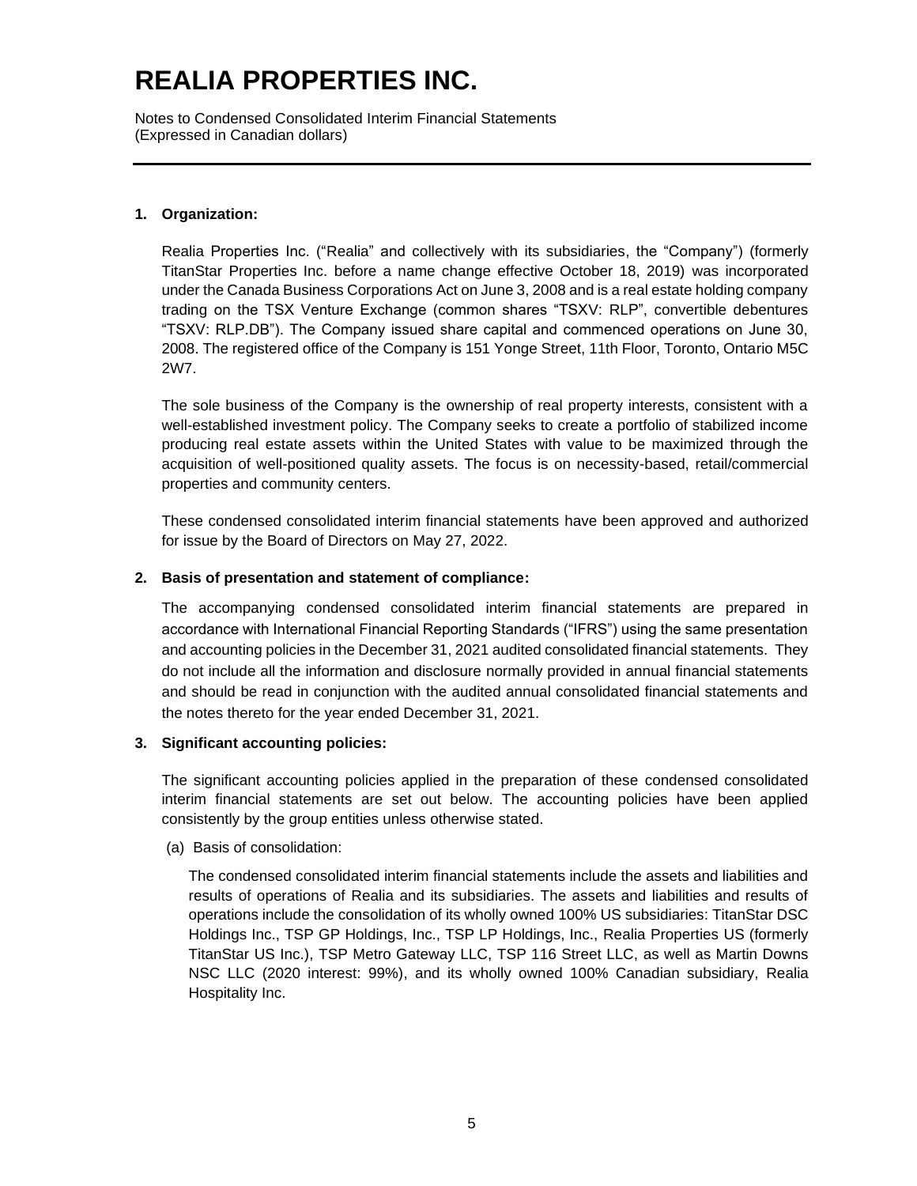# REALIA PROPERTIES INC.

Notes to Condensed Consolidated Interim Financial Statements
(Expressed in Canadian dollars)

**1. Organization:**

Realia Properties Inc. ("Realia" and collectively with its subsidiaries, the "Company") (formerly TitanStar Properties Inc. before a name change effective October 18, 2019) was incorporated under the Canada Business Corporations Act on June 3, 2008 and is a real estate holding company trading on the TSX Venture Exchange (common shares "TSXV: RLP", convertible debentures "TSXV: RLP.DB"). The Company issued share capital and commenced operations on June 30, 2008. The registered office of the Company is 151 Yonge Street, 11th Floor, Toronto, Ontario M5C 2W7.

The sole business of the Company is the ownership of real property interests, consistent with a well-established investment policy. The Company seeks to create a portfolio of stabilized income producing real estate assets within the United States with value to be maximized through the acquisition of well-positioned quality assets. The focus is on necessity-based, retail/commercial properties and community centers.

These condensed consolidated interim financial statements have been approved and authorized for issue by the Board of Directors on May 27, 2022.

**2. Basis of presentation and statement of compliance:**

The accompanying condensed consolidated interim financial statements are prepared in accordance with International Financial Reporting Standards ("IFRS") using the same presentation and accounting policies in the December 31, 2021 audited consolidated financial statements. They do not include all the information and disclosure normally provided in annual financial statements and should be read in conjunction with the audited annual consolidated financial statements and the notes thereto for the year ended December 31, 2021.

**3. Significant accounting policies:**

The significant accounting policies applied in the preparation of these condensed consolidated interim financial statements are set out below. The accounting policies have been applied consistently by the group entities unless otherwise stated.

(a) Basis of consolidation:

The condensed consolidated interim financial statements include the assets and liabilities and results of operations of Realia and its subsidiaries. The assets and liabilities and results of operations include the consolidation of its wholly owned 100% US subsidiaries: TitanStar DSC Holdings Inc., TSP GP Holdings, Inc., TSP LP Holdings, Inc., Realia Properties US (formerly TitanStar US Inc.), TSP Metro Gateway LLC, TSP 116 Street LLC, as well as Martin Downs NSC LLC (2020 interest: 99%), and its wholly owned 100% Canadian subsidiary, Realia Hospitality Inc.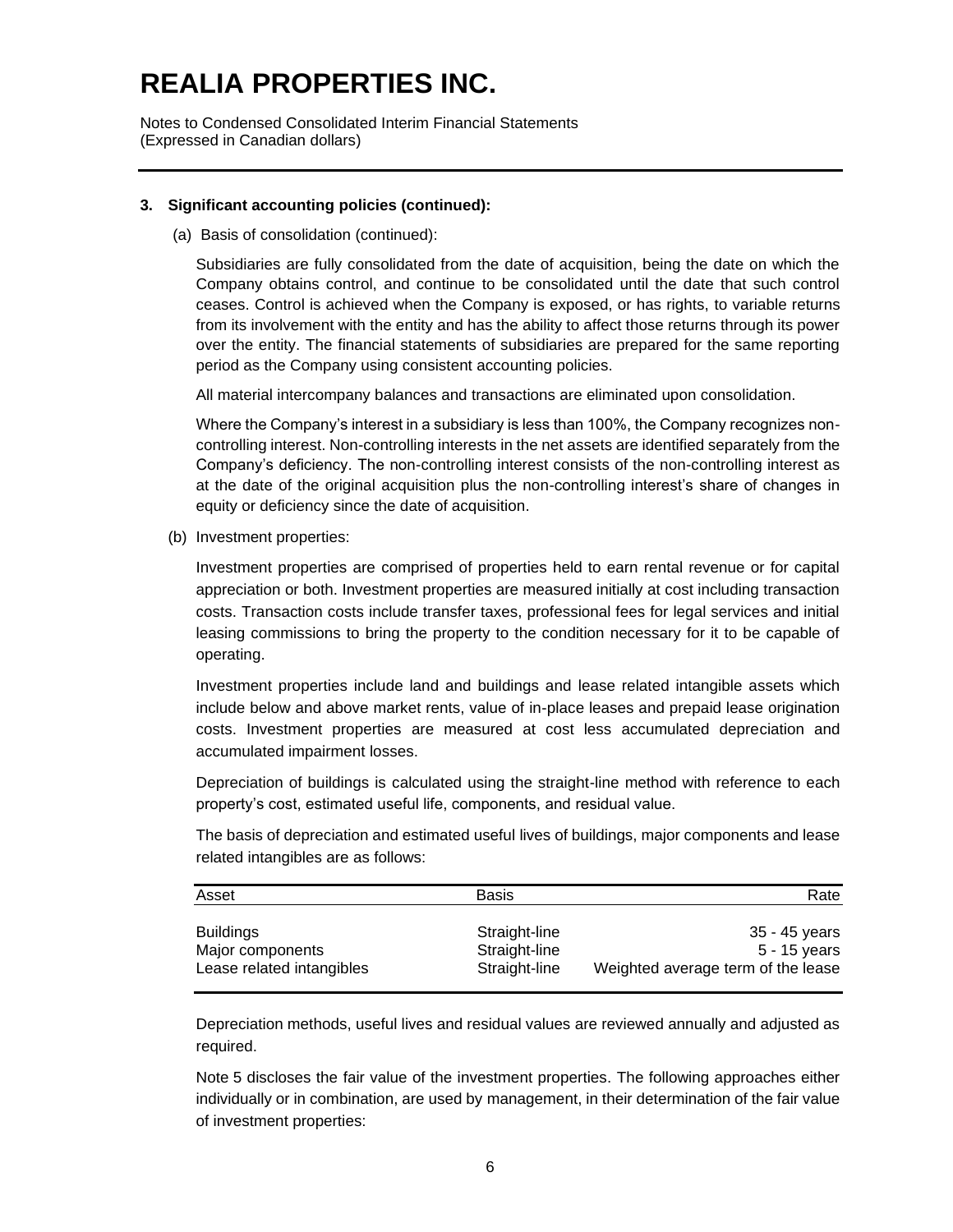# REALIA PROPERTIES INC.

Notes to Condensed Consolidated Interim Financial Statements
(Expressed in Canadian dollars)

**3. Significant accounting policies (continued):**

(a) Basis of consolidation (continued):

Subsidiaries are fully consolidated from the date of acquisition, being the date on which the Company obtains control, and continue to be consolidated until the date that such control ceases. Control is achieved when the Company is exposed, or has rights, to variable returns from its involvement with the entity and has the ability to affect those returns through its power over the entity. The financial statements of subsidiaries are prepared for the same reporting period as the Company using consistent accounting policies.

All material intercompany balances and transactions are eliminated upon consolidation.

Where the Company's interest in a subsidiary is less than 100%, the Company recognizes non-controlling interest. Non-controlling interests in the net assets are identified separately from the Company's deficiency. The non-controlling interest consists of the non-controlling interest as at the date of the original acquisition plus the non-controlling interest's share of changes in equity or deficiency since the date of acquisition.

(b) Investment properties:

Investment properties are comprised of properties held to earn rental revenue or for capital appreciation or both. Investment properties are measured initially at cost including transaction costs. Transaction costs include transfer taxes, professional fees for legal services and initial leasing commissions to bring the property to the condition necessary for it to be capable of operating.

Investment properties include land and buildings and lease related intangible assets which include below and above market rents, value of in-place leases and prepaid lease origination costs. Investment properties are measured at cost less accumulated depreciation and accumulated impairment losses.

Depreciation of buildings is calculated using the straight-line method with reference to each property's cost, estimated useful life, components, and residual value.

The basis of depreciation and estimated useful lives of buildings, major components and lease related intangibles are as follows:

| Asset | Basis | Rate |
|---|---|---|
| Buildings | Straight-line | 35 - 45 years |
| Major components | Straight-line | 5 - 15 years |
| Lease related intangibles | Straight-line | Weighted average term of the lease |

Depreciation methods, useful lives and residual values are reviewed annually and adjusted as required.

Note 5 discloses the fair value of the investment properties. The following approaches either individually or in combination, are used by management, in their determination of the fair value of investment properties: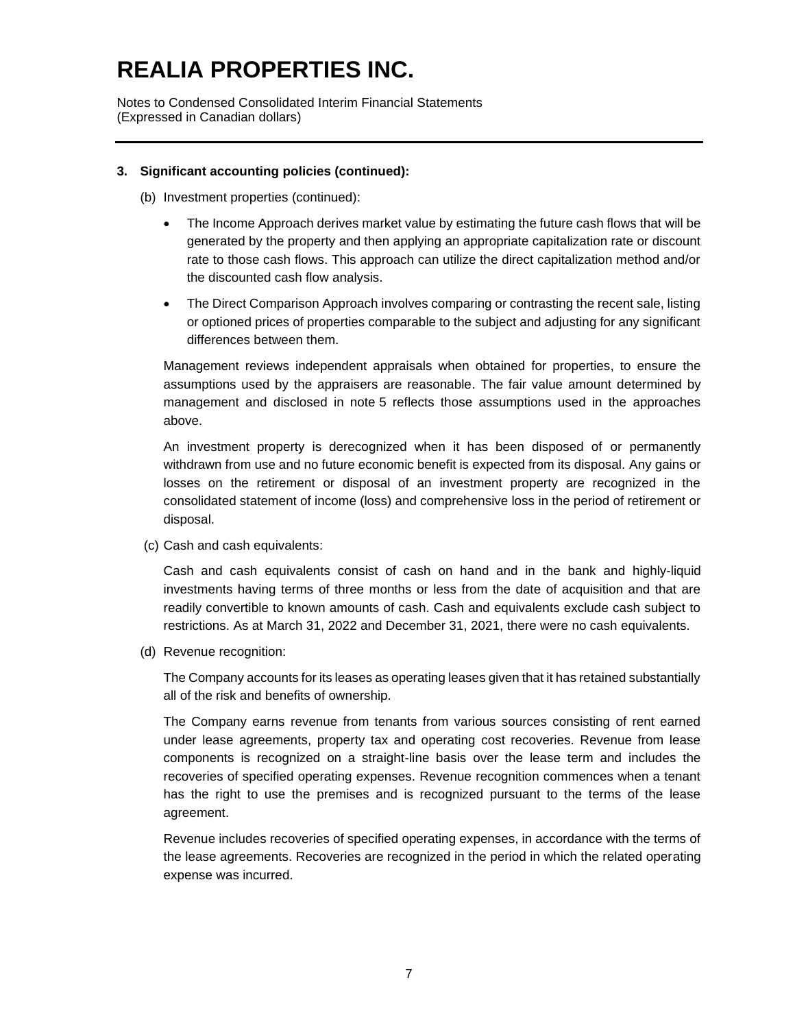# REALIA PROPERTIES INC.

Notes to Condensed Consolidated Interim Financial Statements
(Expressed in Canadian dollars)

---

**3. Significant accounting policies (continued):**

(b) Investment properties (continued):

- The Income Approach derives market value by estimating the future cash flows that will be generated by the property and then applying an appropriate capitalization rate or discount rate to those cash flows. This approach can utilize the direct capitalization method and/or the discounted cash flow analysis.

- The Direct Comparison Approach involves comparing or contrasting the recent sale, listing or optioned prices of properties comparable to the subject and adjusting for any significant differences between them.

Management reviews independent appraisals when obtained for properties, to ensure the assumptions used by the appraisers are reasonable. The fair value amount determined by management and disclosed in note 5 reflects those assumptions used in the approaches above.

An investment property is derecognized when it has been disposed of or permanently withdrawn from use and no future economic benefit is expected from its disposal. Any gains or losses on the retirement or disposal of an investment property are recognized in the consolidated statement of income (loss) and comprehensive loss in the period of retirement or disposal.

(c) Cash and cash equivalents:

Cash and cash equivalents consist of cash on hand and in the bank and highly-liquid investments having terms of three months or less from the date of acquisition and that are readily convertible to known amounts of cash. Cash and equivalents exclude cash subject to restrictions. As at March 31, 2022 and December 31, 2021, there were no cash equivalents.

(d) Revenue recognition:

The Company accounts for its leases as operating leases given that it has retained substantially all of the risk and benefits of ownership.

The Company earns revenue from tenants from various sources consisting of rent earned under lease agreements, property tax and operating cost recoveries. Revenue from lease components is recognized on a straight-line basis over the lease term and includes the recoveries of specified operating expenses. Revenue recognition commences when a tenant has the right to use the premises and is recognized pursuant to the terms of the lease agreement.

Revenue includes recoveries of specified operating expenses, in accordance with the terms of the lease agreements. Recoveries are recognized in the period in which the related operating expense was incurred.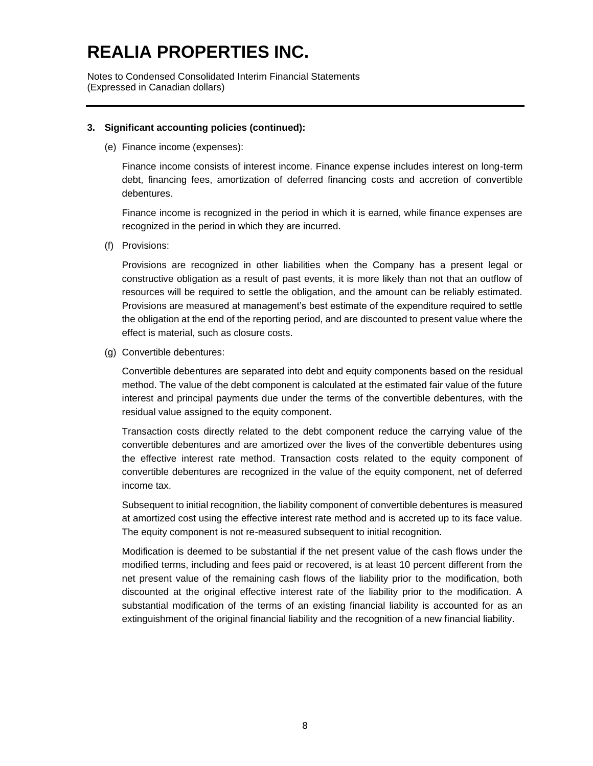# REALIA PROPERTIES INC.

Notes to Condensed Consolidated Interim Financial Statements
(Expressed in Canadian dollars)

---

**3. Significant accounting policies (continued):**

(e) Finance income (expenses):

Finance income consists of interest income. Finance expense includes interest on long-term debt, financing fees, amortization of deferred financing costs and accretion of convertible debentures.

Finance income is recognized in the period in which it is earned, while finance expenses are recognized in the period in which they are incurred.

(f) Provisions:

Provisions are recognized in other liabilities when the Company has a present legal or constructive obligation as a result of past events, it is more likely than not that an outflow of resources will be required to settle the obligation, and the amount can be reliably estimated. Provisions are measured at management's best estimate of the expenditure required to settle the obligation at the end of the reporting period, and are discounted to present value where the effect is material, such as closure costs.

(g) Convertible debentures:

Convertible debentures are separated into debt and equity components based on the residual method. The value of the debt component is calculated at the estimated fair value of the future interest and principal payments due under the terms of the convertible debentures, with the residual value assigned to the equity component.

Transaction costs directly related to the debt component reduce the carrying value of the convertible debentures and are amortized over the lives of the convertible debentures using the effective interest rate method. Transaction costs related to the equity component of convertible debentures are recognized in the value of the equity component, net of deferred income tax.

Subsequent to initial recognition, the liability component of convertible debentures is measured at amortized cost using the effective interest rate method and is accreted up to its face value. The equity component is not re-measured subsequent to initial recognition.

Modification is deemed to be substantial if the net present value of the cash flows under the modified terms, including and fees paid or recovered, is at least 10 percent different from the net present value of the remaining cash flows of the liability prior to the modification, both discounted at the original effective interest rate of the liability prior to the modification. A substantial modification of the terms of an existing financial liability is accounted for as an extinguishment of the original financial liability and the recognition of a new financial liability.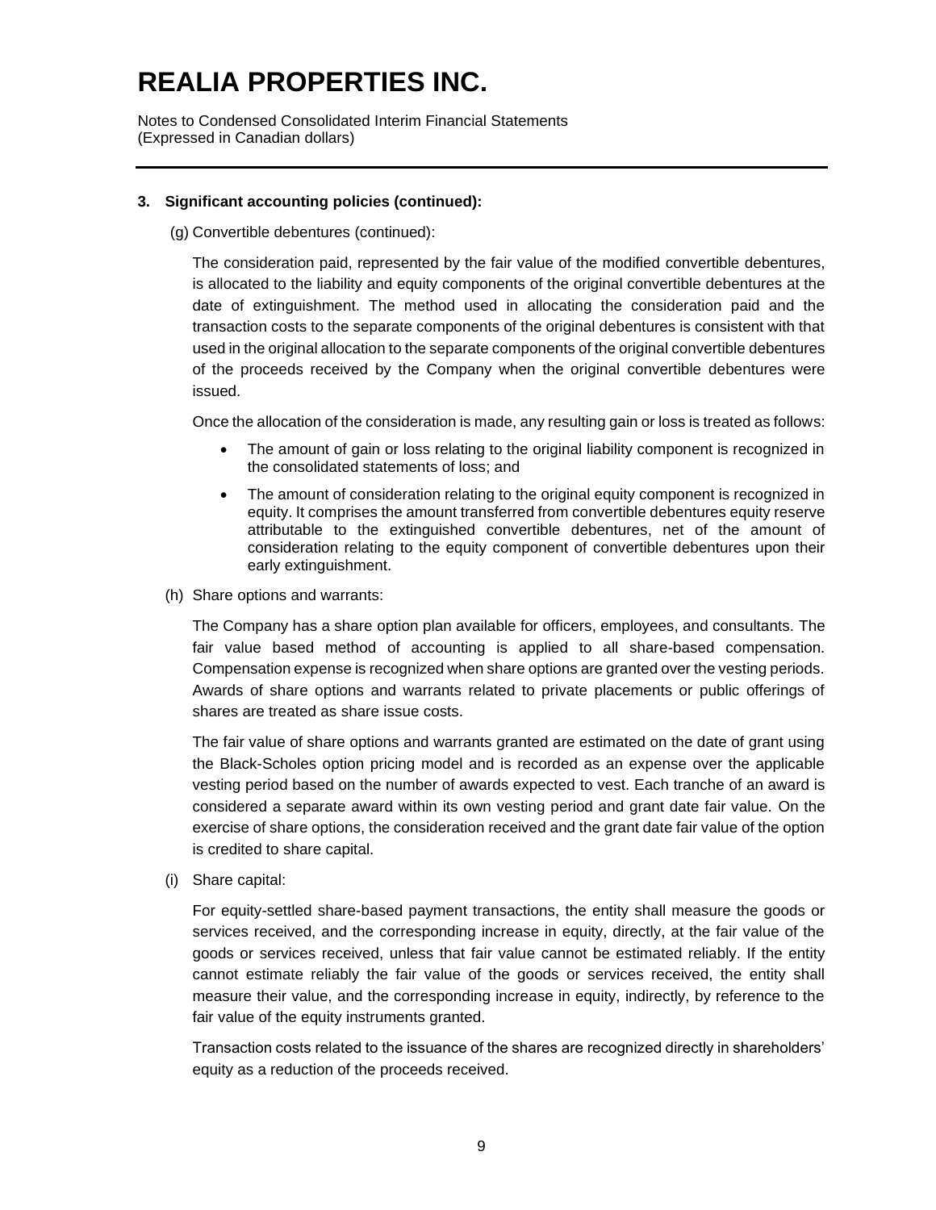# REALIA PROPERTIES INC.

Notes to Condensed Consolidated Interim Financial Statements
(Expressed in Canadian dollars)

## 3. Significant accounting policies (continued):

(g) Convertible debentures (continued):

The consideration paid, represented by the fair value of the modified convertible debentures, is allocated to the liability and equity components of the original convertible debentures at the date of extinguishment. The method used in allocating the consideration paid and the transaction costs to the separate components of the original debentures is consistent with that used in the original allocation to the separate components of the original convertible debentures of the proceeds received by the Company when the original convertible debentures were issued.

Once the allocation of the consideration is made, any resulting gain or loss is treated as follows:

- The amount of gain or loss relating to the original liability component is recognized in the consolidated statements of loss; and
- The amount of consideration relating to the original equity component is recognized in equity. It comprises the amount transferred from convertible debentures equity reserve attributable to the extinguished convertible debentures, net of the amount of consideration relating to the equity component of convertible debentures upon their early extinguishment.

(h) Share options and warrants:

The Company has a share option plan available for officers, employees, and consultants. The fair value based method of accounting is applied to all share-based compensation. Compensation expense is recognized when share options are granted over the vesting periods. Awards of share options and warrants related to private placements or public offerings of shares are treated as share issue costs.

The fair value of share options and warrants granted are estimated on the date of grant using the Black-Scholes option pricing model and is recorded as an expense over the applicable vesting period based on the number of awards expected to vest. Each tranche of an award is considered a separate award within its own vesting period and grant date fair value. On the exercise of share options, the consideration received and the grant date fair value of the option is credited to share capital.

(i) Share capital:

For equity-settled share-based payment transactions, the entity shall measure the goods or services received, and the corresponding increase in equity, directly, at the fair value of the goods or services received, unless that fair value cannot be estimated reliably. If the entity cannot estimate reliably the fair value of the goods or services received, the entity shall measure their value, and the corresponding increase in equity, indirectly, by reference to the fair value of the equity instruments granted.

Transaction costs related to the issuance of the shares are recognized directly in shareholders' equity as a reduction of the proceeds received.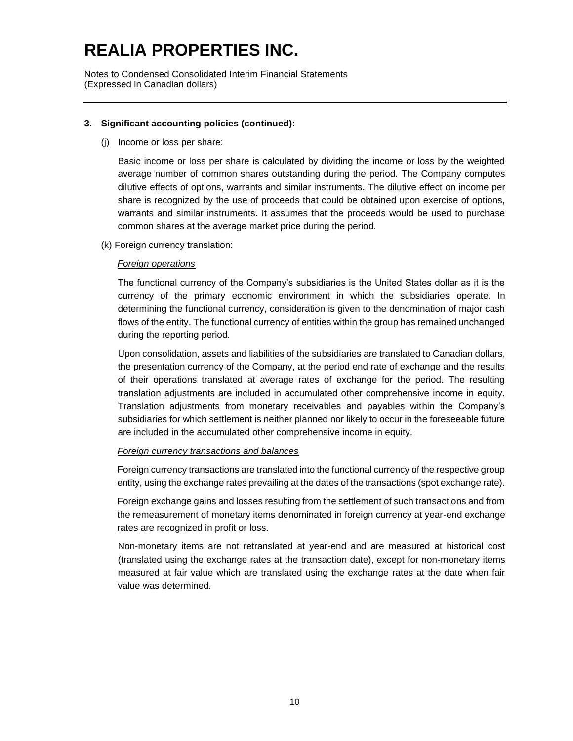# REALIA PROPERTIES INC.

Notes to Condensed Consolidated Interim Financial Statements
(Expressed in Canadian dollars)

**3. Significant accounting policies (continued):**

(j) Income or loss per share:

Basic income or loss per share is calculated by dividing the income or loss by the weighted average number of common shares outstanding during the period. The Company computes dilutive effects of options, warrants and similar instruments. The dilutive effect on income per share is recognized by the use of proceeds that could be obtained upon exercise of options, warrants and similar instruments. It assumes that the proceeds would be used to purchase common shares at the average market price during the period.

(k) Foreign currency translation:

*Foreign operations*

The functional currency of the Company's subsidiaries is the United States dollar as it is the currency of the primary economic environment in which the subsidiaries operate. In determining the functional currency, consideration is given to the denomination of major cash flows of the entity. The functional currency of entities within the group has remained unchanged during the reporting period.

Upon consolidation, assets and liabilities of the subsidiaries are translated to Canadian dollars, the presentation currency of the Company, at the period end rate of exchange and the results of their operations translated at average rates of exchange for the period. The resulting translation adjustments are included in accumulated other comprehensive income in equity. Translation adjustments from monetary receivables and payables within the Company's subsidiaries for which settlement is neither planned nor likely to occur in the foreseeable future are included in the accumulated other comprehensive income in equity.

*Foreign currency transactions and balances*

Foreign currency transactions are translated into the functional currency of the respective group entity, using the exchange rates prevailing at the dates of the transactions (spot exchange rate).

Foreign exchange gains and losses resulting from the settlement of such transactions and from the remeasurement of monetary items denominated in foreign currency at year-end exchange rates are recognized in profit or loss.

Non-monetary items are not retranslated at year-end and are measured at historical cost (translated using the exchange rates at the transaction date), except for non-monetary items measured at fair value which are translated using the exchange rates at the date when fair value was determined.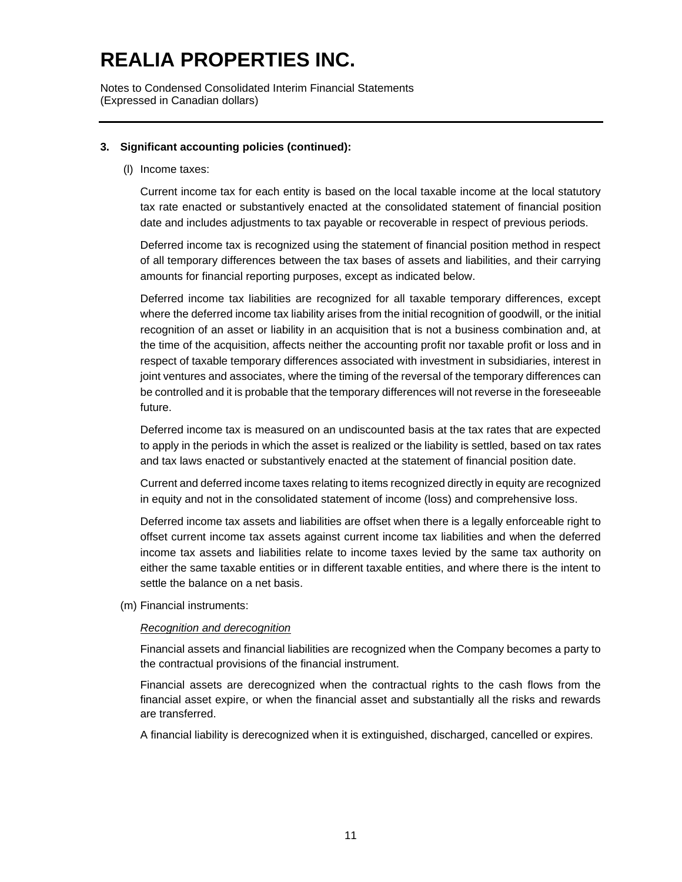### 3. Significant accounting policies (continued):

(l) Income taxes:

Current income tax for each entity is based on the local taxable income at the local statutory tax rate enacted or substantively enacted at the consolidated statement of financial position date and includes adjustments to tax payable or recoverable in respect of previous periods.

Deferred income tax is recognized using the statement of financial position method in respect of all temporary differences between the tax bases of assets and liabilities, and their carrying amounts for financial reporting purposes, except as indicated below.

Deferred income tax liabilities are recognized for all taxable temporary differences, except where the deferred income tax liability arises from the initial recognition of goodwill, or the initial recognition of an asset or liability in an acquisition that is not a business combination and, at the time of the acquisition, affects neither the accounting profit nor taxable profit or loss and in respect of taxable temporary differences associated with investment in subsidiaries, interest in joint ventures and associates, where the timing of the reversal of the temporary differences can be controlled and it is probable that the temporary differences will not reverse in the foreseeable future.

Deferred income tax is measured on an undiscounted basis at the tax rates that are expected to apply in the periods in which the asset is realized or the liability is settled, based on tax rates and tax laws enacted or substantively enacted at the statement of financial position date.

Current and deferred income taxes relating to items recognized directly in equity are recognized in equity and not in the consolidated statement of income (loss) and comprehensive loss.

Deferred income tax assets and liabilities are offset when there is a legally enforceable right to offset current income tax assets against current income tax liabilities and when the deferred income tax assets and liabilities relate to income taxes levied by the same tax authority on either the same taxable entities or in different taxable entities, and where there is the intent to settle the balance on a net basis.

(m) Financial instruments:

*Recognition and derecognition*

Financial assets and financial liabilities are recognized when the Company becomes a party to the contractual provisions of the financial instrument.

Financial assets are derecognized when the contractual rights to the cash flows from the financial asset expire, or when the financial asset and substantially all the risks and rewards are transferred.

A financial liability is derecognized when it is extinguished, discharged, cancelled or expires.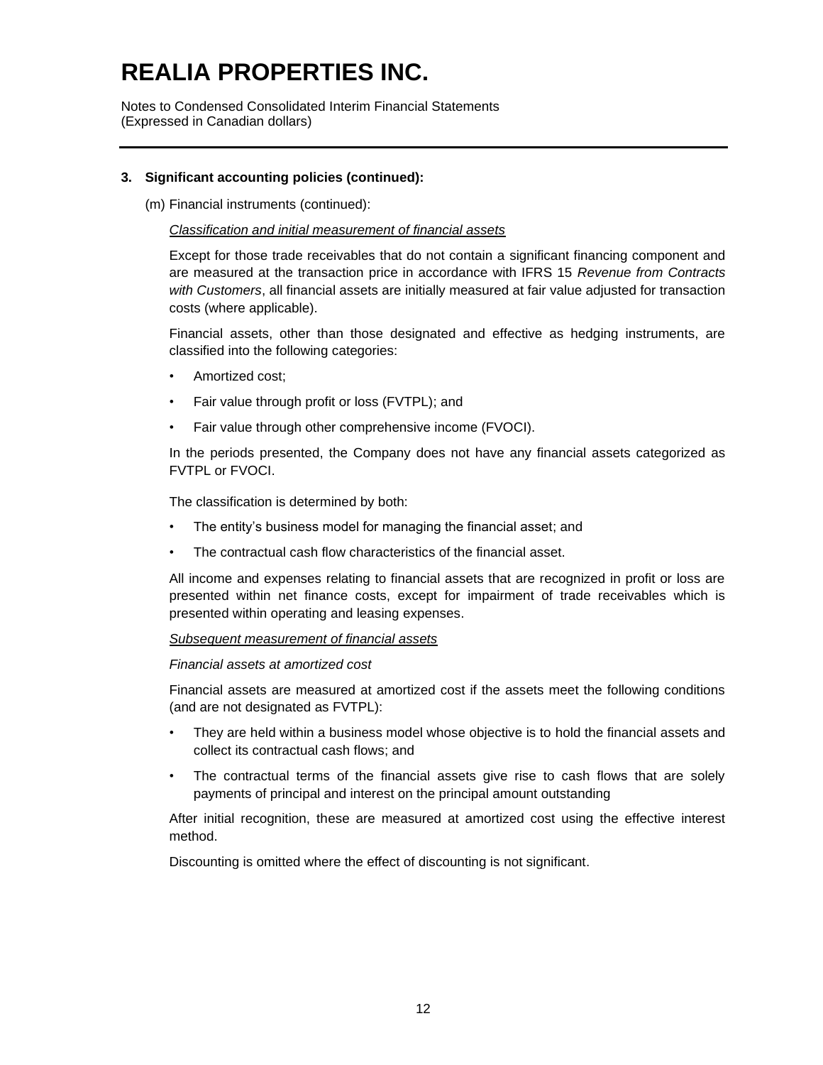# REALIA PROPERTIES INC.

Notes to Condensed Consolidated Interim Financial Statements
(Expressed in Canadian dollars)

**3. Significant accounting policies (continued):**

(m) Financial instruments (continued):

*Classification and initial measurement of financial assets*

Except for those trade receivables that do not contain a significant financing component and are measured at the transaction price in accordance with IFRS 15 *Revenue from Contracts with Customers*, all financial assets are initially measured at fair value adjusted for transaction costs (where applicable).

Financial assets, other than those designated and effective as hedging instruments, are classified into the following categories:

- Amortized cost;
- Fair value through profit or loss (FVTPL); and
- Fair value through other comprehensive income (FVOCI).

In the periods presented, the Company does not have any financial assets categorized as FVTPL or FVOCI.

The classification is determined by both:

- The entity's business model for managing the financial asset; and
- The contractual cash flow characteristics of the financial asset.

All income and expenses relating to financial assets that are recognized in profit or loss are presented within net finance costs, except for impairment of trade receivables which is presented within operating and leasing expenses.

*Subsequent measurement of financial assets*

*Financial assets at amortized cost*

Financial assets are measured at amortized cost if the assets meet the following conditions (and are not designated as FVTPL):

- They are held within a business model whose objective is to hold the financial assets and collect its contractual cash flows; and
- The contractual terms of the financial assets give rise to cash flows that are solely payments of principal and interest on the principal amount outstanding

After initial recognition, these are measured at amortized cost using the effective interest method.

Discounting is omitted where the effect of discounting is not significant.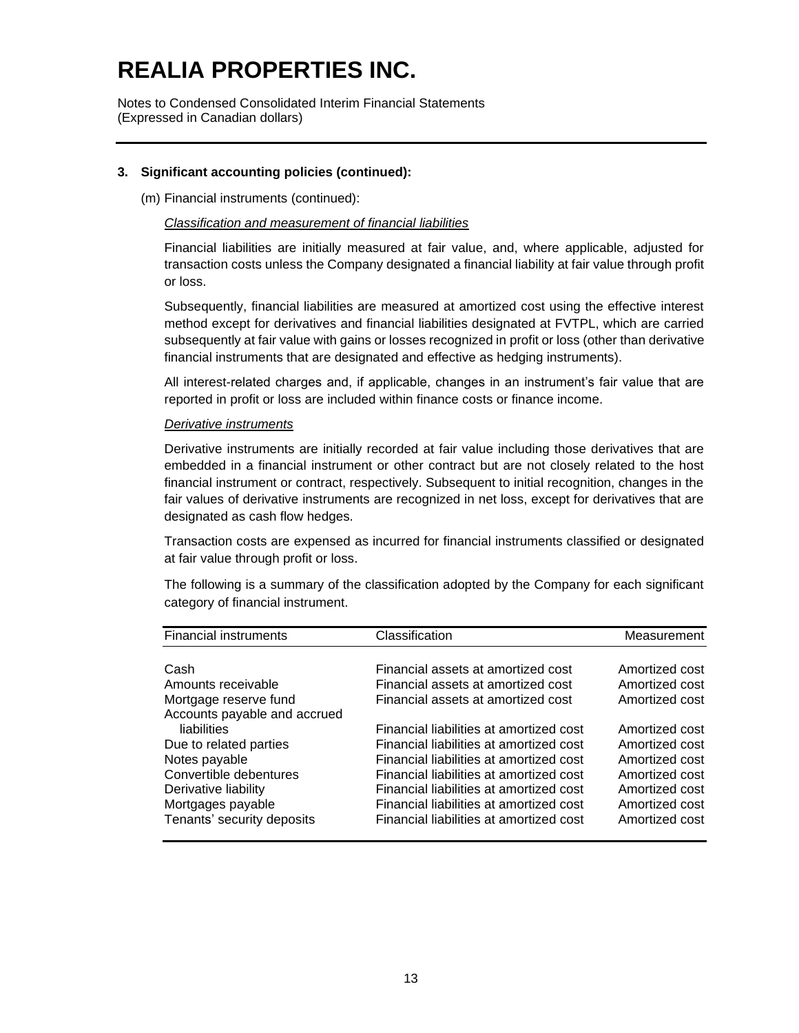# REALIA PROPERTIES INC.

Notes to Condensed Consolidated Interim Financial Statements
(Expressed in Canadian dollars)

### 3. Significant accounting policies (continued):

(m) Financial instruments (continued):

*Classification and measurement of financial liabilities*

Financial liabilities are initially measured at fair value, and, where applicable, adjusted for transaction costs unless the Company designated a financial liability at fair value through profit or loss.

Subsequently, financial liabilities are measured at amortized cost using the effective interest method except for derivatives and financial liabilities designated at FVTPL, which are carried subsequently at fair value with gains or losses recognized in profit or loss (other than derivative financial instruments that are designated and effective as hedging instruments).

All interest-related charges and, if applicable, changes in an instrument's fair value that are reported in profit or loss are included within finance costs or finance income.

*Derivative instruments*

Derivative instruments are initially recorded at fair value including those derivatives that are embedded in a financial instrument or other contract but are not closely related to the host financial instrument or contract, respectively. Subsequent to initial recognition, changes in the fair values of derivative instruments are recognized in net loss, except for derivatives that are designated as cash flow hedges.

Transaction costs are expensed as incurred for financial instruments classified or designated at fair value through profit or loss.

The following is a summary of the classification adopted by the Company for each significant category of financial instrument.

| Financial instruments | Classification | Measurement |
|---|---|---|
| Cash | Financial assets at amortized cost | Amortized cost |
| Amounts receivable | Financial assets at amortized cost | Amortized cost |
| Mortgage reserve fund | Financial assets at amortized cost | Amortized cost |
| Accounts payable and accrued liabilities | Financial liabilities at amortized cost | Amortized cost |
| Due to related parties | Financial liabilities at amortized cost | Amortized cost |
| Notes payable | Financial liabilities at amortized cost | Amortized cost |
| Convertible debentures | Financial liabilities at amortized cost | Amortized cost |
| Derivative liability | Financial liabilities at amortized cost | Amortized cost |
| Mortgages payable | Financial liabilities at amortized cost | Amortized cost |
| Tenants' security deposits | Financial liabilities at amortized cost | Amortized cost |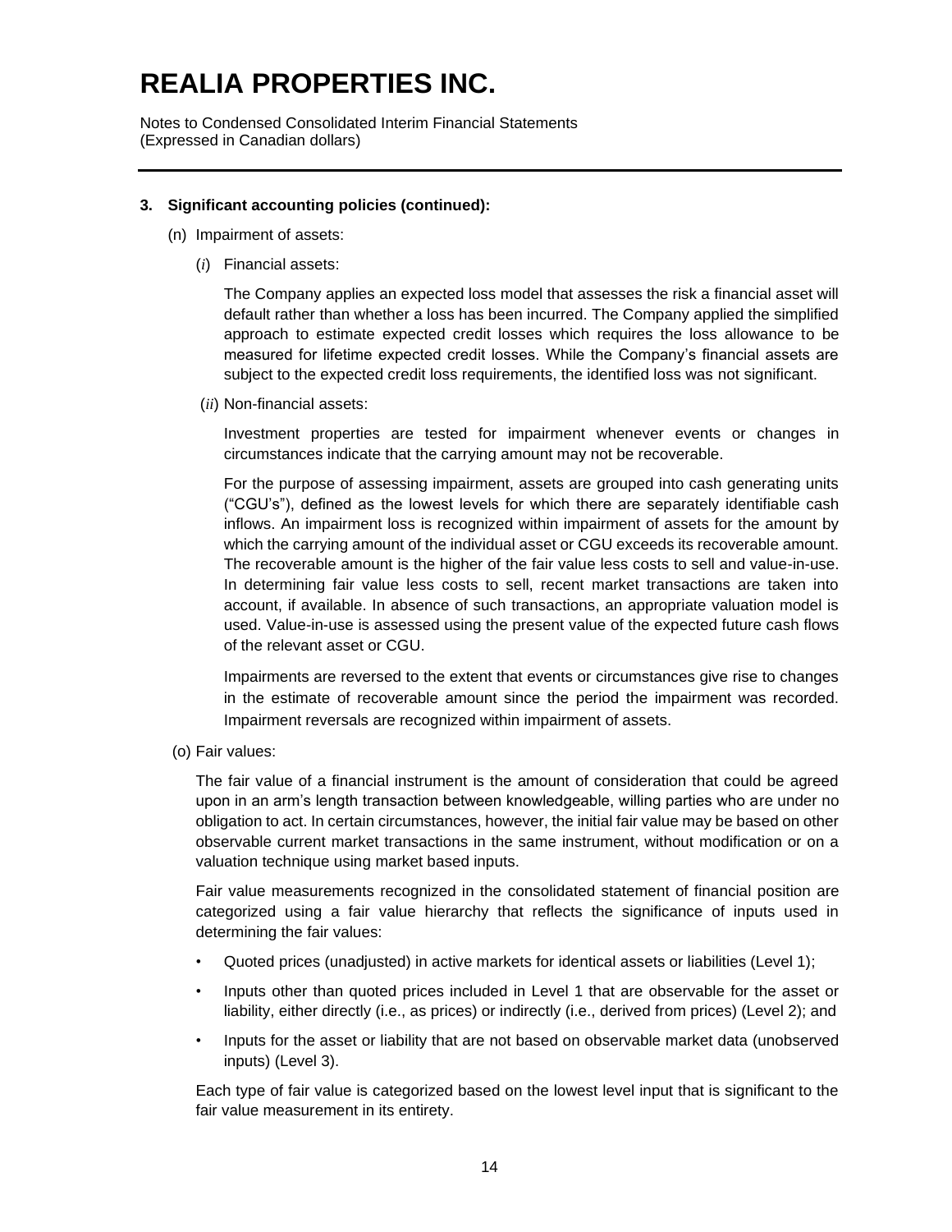# REALIA PROPERTIES INC.

Notes to Condensed Consolidated Interim Financial Statements
(Expressed in Canadian dollars)

**3. Significant accounting policies (continued):**

(n) Impairment of assets:

(*i*) Financial assets:

The Company applies an expected loss model that assesses the risk a financial asset will default rather than whether a loss has been incurred. The Company applied the simplified approach to estimate expected credit losses which requires the loss allowance to be measured for lifetime expected credit losses. While the Company's financial assets are subject to the expected credit loss requirements, the identified loss was not significant.

(*ii*) Non-financial assets:

Investment properties are tested for impairment whenever events or changes in circumstances indicate that the carrying amount may not be recoverable.

For the purpose of assessing impairment, assets are grouped into cash generating units ("CGU's"), defined as the lowest levels for which there are separately identifiable cash inflows. An impairment loss is recognized within impairment of assets for the amount by which the carrying amount of the individual asset or CGU exceeds its recoverable amount. The recoverable amount is the higher of the fair value less costs to sell and value-in-use. In determining fair value less costs to sell, recent market transactions are taken into account, if available. In absence of such transactions, an appropriate valuation model is used. Value-in-use is assessed using the present value of the expected future cash flows of the relevant asset or CGU.

Impairments are reversed to the extent that events or circumstances give rise to changes in the estimate of recoverable amount since the period the impairment was recorded. Impairment reversals are recognized within impairment of assets.

(o) Fair values:

The fair value of a financial instrument is the amount of consideration that could be agreed upon in an arm's length transaction between knowledgeable, willing parties who are under no obligation to act. In certain circumstances, however, the initial fair value may be based on other observable current market transactions in the same instrument, without modification or on a valuation technique using market based inputs.

Fair value measurements recognized in the consolidated statement of financial position are categorized using a fair value hierarchy that reflects the significance of inputs used in determining the fair values:

- Quoted prices (unadjusted) in active markets for identical assets or liabilities (Level 1);
- Inputs other than quoted prices included in Level 1 that are observable for the asset or liability, either directly (i.e., as prices) or indirectly (i.e., derived from prices) (Level 2); and
- Inputs for the asset or liability that are not based on observable market data (unobserved inputs) (Level 3).

Each type of fair value is categorized based on the lowest level input that is significant to the fair value measurement in its entirety.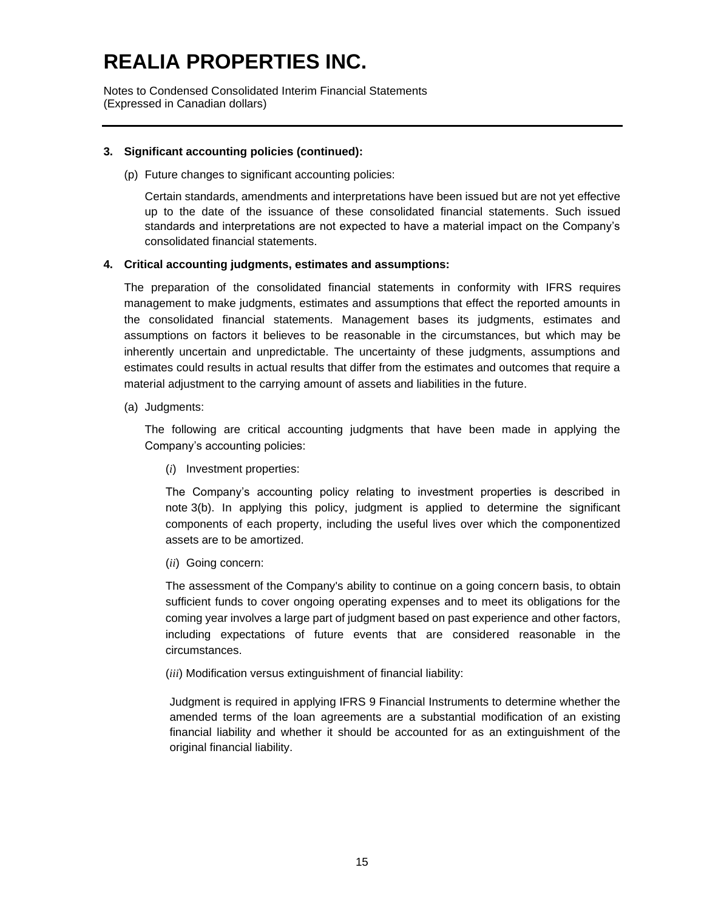# REALIA PROPERTIES INC.

Notes to Condensed Consolidated Interim Financial Statements
(Expressed in Canadian dollars)

**3. Significant accounting policies (continued):**

(p) Future changes to significant accounting policies:

Certain standards, amendments and interpretations have been issued but are not yet effective up to the date of the issuance of these consolidated financial statements. Such issued standards and interpretations are not expected to have a material impact on the Company's consolidated financial statements.

**4. Critical accounting judgments, estimates and assumptions:**

The preparation of the consolidated financial statements in conformity with IFRS requires management to make judgments, estimates and assumptions that effect the reported amounts in the consolidated financial statements. Management bases its judgments, estimates and assumptions on factors it believes to be reasonable in the circumstances, but which may be inherently uncertain and unpredictable. The uncertainty of these judgments, assumptions and estimates could results in actual results that differ from the estimates and outcomes that require a material adjustment to the carrying amount of assets and liabilities in the future.

(a) Judgments:

The following are critical accounting judgments that have been made in applying the Company's accounting policies:

(*i*) Investment properties:

The Company's accounting policy relating to investment properties is described in note 3(b). In applying this policy, judgment is applied to determine the significant components of each property, including the useful lives over which the componentized assets are to be amortized.

(*ii*) Going concern:

The assessment of the Company's ability to continue on a going concern basis, to obtain sufficient funds to cover ongoing operating expenses and to meet its obligations for the coming year involves a large part of judgment based on past experience and other factors, including expectations of future events that are considered reasonable in the circumstances.

(*iii*) Modification versus extinguishment of financial liability:

Judgment is required in applying IFRS 9 Financial Instruments to determine whether the amended terms of the loan agreements are a substantial modification of an existing financial liability and whether it should be accounted for as an extinguishment of the original financial liability.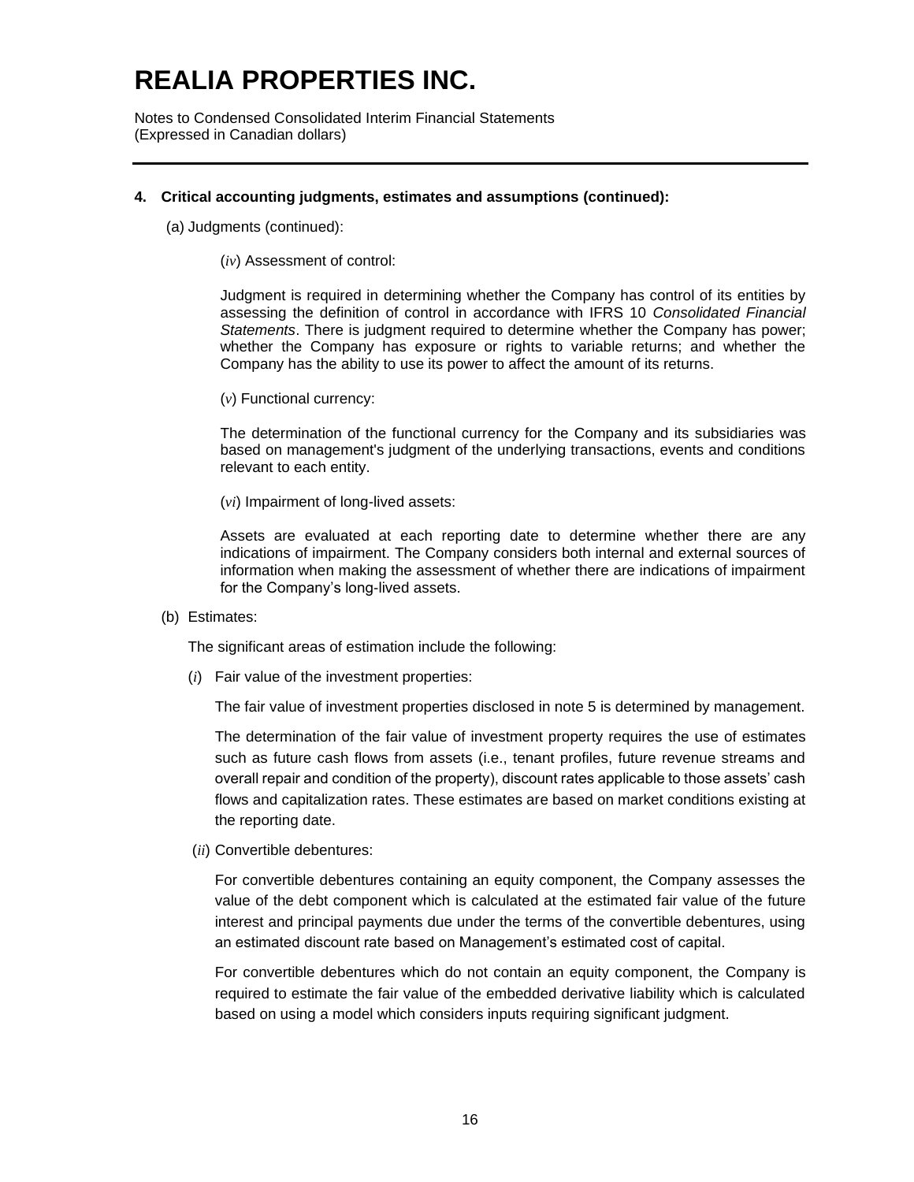# REALIA PROPERTIES INC.

Notes to Condensed Consolidated Interim Financial Statements
(Expressed in Canadian dollars)

**4. Critical accounting judgments, estimates and assumptions (continued):**

(a) Judgments (continued):

(*iv*) Assessment of control:

Judgment is required in determining whether the Company has control of its entities by assessing the definition of control in accordance with IFRS 10 *Consolidated Financial Statements*. There is judgment required to determine whether the Company has power; whether the Company has exposure or rights to variable returns; and whether the Company has the ability to use its power to affect the amount of its returns.

(*v*) Functional currency:

The determination of the functional currency for the Company and its subsidiaries was based on management's judgment of the underlying transactions, events and conditions relevant to each entity.

(*vi*) Impairment of long-lived assets:

Assets are evaluated at each reporting date to determine whether there are any indications of impairment. The Company considers both internal and external sources of information when making the assessment of whether there are indications of impairment for the Company's long-lived assets.

(b) Estimates:

The significant areas of estimation include the following:

(*i*) Fair value of the investment properties:

The fair value of investment properties disclosed in note 5 is determined by management.

The determination of the fair value of investment property requires the use of estimates such as future cash flows from assets (i.e., tenant profiles, future revenue streams and overall repair and condition of the property), discount rates applicable to those assets' cash flows and capitalization rates. These estimates are based on market conditions existing at the reporting date.

(*ii*) Convertible debentures:

For convertible debentures containing an equity component, the Company assesses the value of the debt component which is calculated at the estimated fair value of the future interest and principal payments due under the terms of the convertible debentures, using an estimated discount rate based on Management's estimated cost of capital.

For convertible debentures which do not contain an equity component, the Company is required to estimate the fair value of the embedded derivative liability which is calculated based on using a model which considers inputs requiring significant judgment.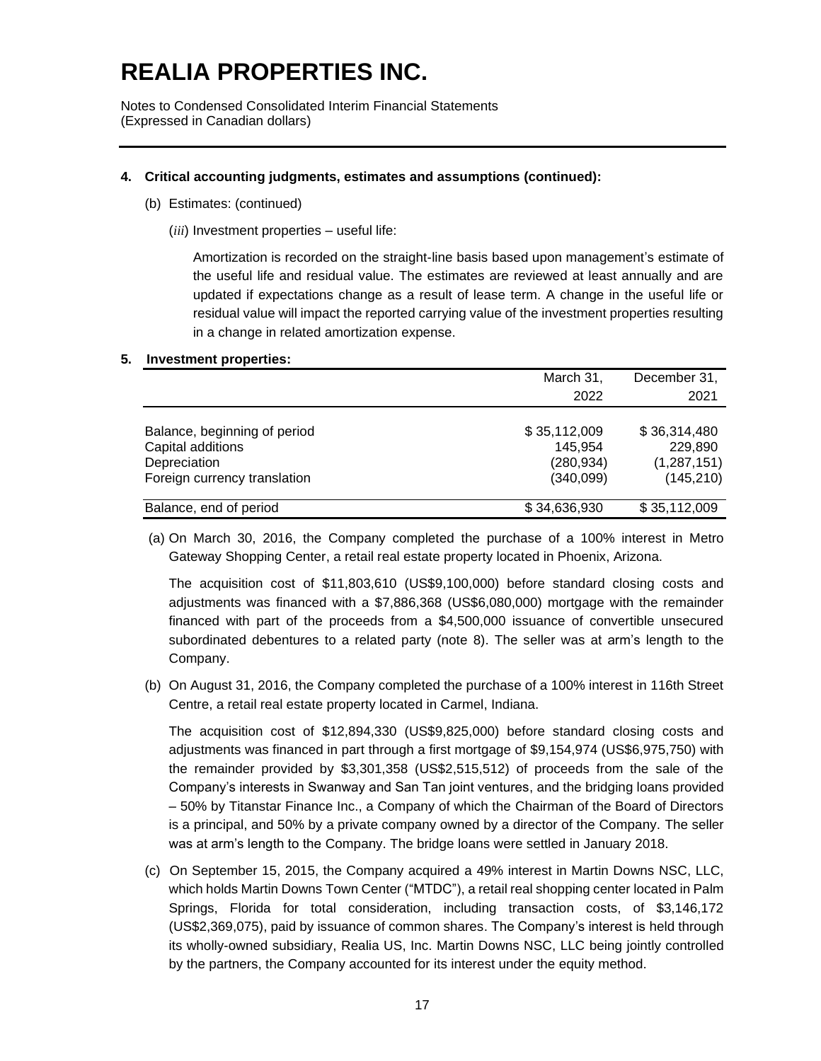# REALIA PROPERTIES INC.

Notes to Condensed Consolidated Interim Financial Statements
(Expressed in Canadian dollars)

**4. Critical accounting judgments, estimates and assumptions (continued):**

(b) Estimates: (continued)

(*iii*) Investment properties – useful life:

Amortization is recorded on the straight-line basis based upon management's estimate of the useful life and residual value. The estimates are reviewed at least annually and are updated if expectations change as a result of lease term. A change in the useful life or residual value will impact the reported carrying value of the investment properties resulting in a change in related amortization expense.

**5. Investment properties:**

| | March 31, 2022 | December 31, 2021 |
|---|---|---|
| Balance, beginning of period | $ 35,112,009 | $ 36,314,480 |
| Capital additions | 145,954 | 229,890 |
| Depreciation | (280,934) | (1,287,151) |
| Foreign currency translation | (340,099) | (145,210) |
| Balance, end of period | $ 34,636,930 | $ 35,112,009 |

(a) On March 30, 2016, the Company completed the purchase of a 100% interest in Metro Gateway Shopping Center, a retail real estate property located in Phoenix, Arizona.

The acquisition cost of $11,803,610 (US$9,100,000) before standard closing costs and adjustments was financed with a $7,886,368 (US$6,080,000) mortgage with the remainder financed with part of the proceeds from a $4,500,000 issuance of convertible unsecured subordinated debentures to a related party (note 8). The seller was at arm's length to the Company.

(b) On August 31, 2016, the Company completed the purchase of a 100% interest in 116th Street Centre, a retail real estate property located in Carmel, Indiana.

The acquisition cost of $12,894,330 (US$9,825,000) before standard closing costs and adjustments was financed in part through a first mortgage of $9,154,974 (US$6,975,750) with the remainder provided by $3,301,358 (US$2,515,512) of proceeds from the sale of the Company's interests in Swanway and San Tan joint ventures, and the bridging loans provided – 50% by Titanstar Finance Inc., a Company of which the Chairman of the Board of Directors is a principal, and 50% by a private company owned by a director of the Company. The seller was at arm's length to the Company. The bridge loans were settled in January 2018.

(c) On September 15, 2015, the Company acquired a 49% interest in Martin Downs NSC, LLC, which holds Martin Downs Town Center ("MTDC"), a retail real shopping center located in Palm Springs, Florida for total consideration, including transaction costs, of $3,146,172 (US$2,369,075), paid by issuance of common shares. The Company's interest is held through its wholly-owned subsidiary, Realia US, Inc. Martin Downs NSC, LLC being jointly controlled by the partners, the Company accounted for its interest under the equity method.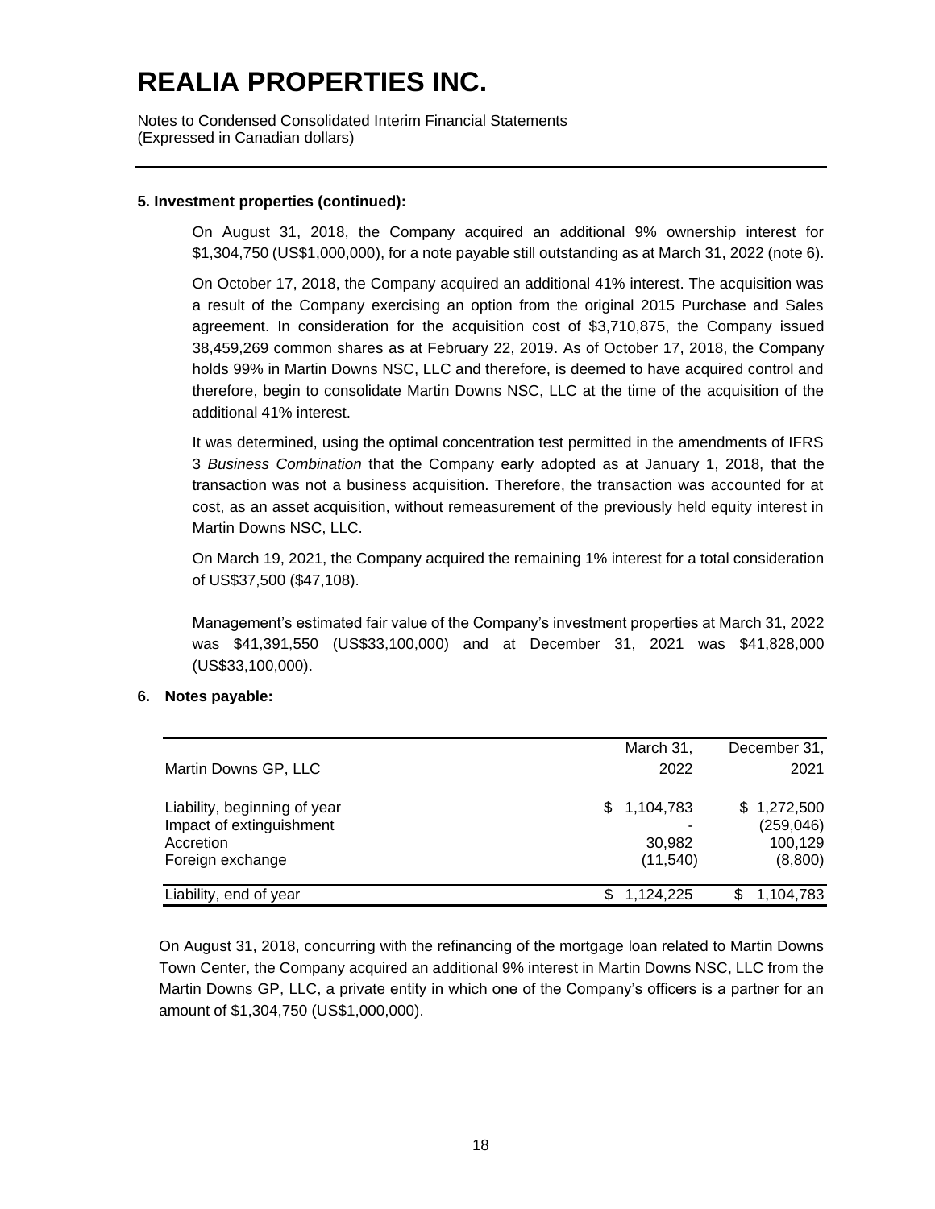# REALIA PROPERTIES INC.

Notes to Condensed Consolidated Interim Financial Statements
(Expressed in Canadian dollars)

**5. Investment properties (continued):**

On August 31, 2018, the Company acquired an additional 9% ownership interest for $1,304,750 (US$1,000,000), for a note payable still outstanding as at March 31, 2022 (note 6).

On October 17, 2018, the Company acquired an additional 41% interest. The acquisition was a result of the Company exercising an option from the original 2015 Purchase and Sales agreement. In consideration for the acquisition cost of $3,710,875, the Company issued 38,459,269 common shares as at February 22, 2019. As of October 17, 2018, the Company holds 99% in Martin Downs NSC, LLC and therefore, is deemed to have acquired control and therefore, begin to consolidate Martin Downs NSC, LLC at the time of the acquisition of the additional 41% interest.

It was determined, using the optimal concentration test permitted in the amendments of IFRS 3 *Business Combination* that the Company early adopted as at January 1, 2018, that the transaction was not a business acquisition. Therefore, the transaction was accounted for at cost, as an asset acquisition, without remeasurement of the previously held equity interest in Martin Downs NSC, LLC.

On March 19, 2021, the Company acquired the remaining 1% interest for a total consideration of US$37,500 ($47,108).

Management's estimated fair value of the Company's investment properties at March 31, 2022 was $41,391,550 (US$33,100,000) and at December 31, 2021 was $41,828,000 (US$33,100,000).

**6. Notes payable:**

| Martin Downs GP, LLC | March 31, 2022 | December 31, 2021 |
|---|---|---|
| Liability, beginning of year | $ 1,104,783 | $ 1,272,500 |
| Impact of extinguishment | - | (259,046) |
| Accretion | 30,982 | 100,129 |
| Foreign exchange | (11,540) | (8,800) |
| Liability, end of year | $ 1,124,225 | $ 1,104,783 |

On August 31, 2018, concurring with the refinancing of the mortgage loan related to Martin Downs Town Center, the Company acquired an additional 9% interest in Martin Downs NSC, LLC from the Martin Downs GP, LLC, a private entity in which one of the Company's officers is a partner for an amount of $1,304,750 (US$1,000,000).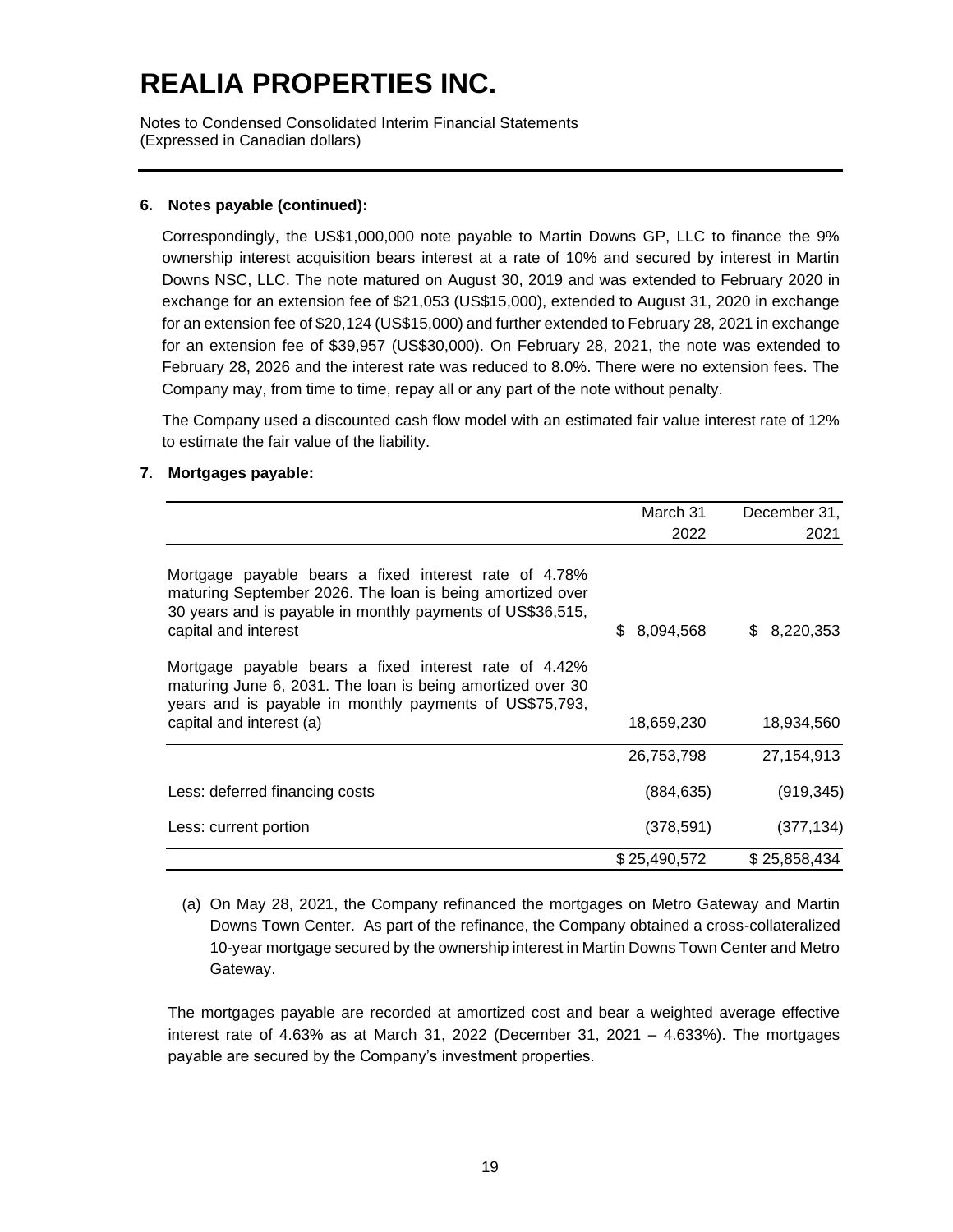# REALIA PROPERTIES INC.

Notes to Condensed Consolidated Interim Financial Statements
(Expressed in Canadian dollars)

**6. Notes payable (continued):**

Correspondingly, the US$1,000,000 note payable to Martin Downs GP, LLC to finance the 9% ownership interest acquisition bears interest at a rate of 10% and secured by interest in Martin Downs NSC, LLC. The note matured on August 30, 2019 and was extended to February 2020 in exchange for an extension fee of $21,053 (US$15,000), extended to August 31, 2020 in exchange for an extension fee of $20,124 (US$15,000) and further extended to February 28, 2021 in exchange for an extension fee of $39,957 (US$30,000). On February 28, 2021, the note was extended to February 28, 2026 and the interest rate was reduced to 8.0%. There were no extension fees. The Company may, from time to time, repay all or any part of the note without penalty.

The Company used a discounted cash flow model with an estimated fair value interest rate of 12% to estimate the fair value of the liability.

**7. Mortgages payable:**

| | March 31 2022 | December 31, 2021 |
|---|---|---|
| Mortgage payable bears a fixed interest rate of 4.78% maturing September 2026. The loan is being amortized over 30 years and is payable in monthly payments of US$36,515, capital and interest | $ 8,094,568 | $ 8,220,353 |
| Mortgage payable bears a fixed interest rate of 4.42% maturing June 6, 2031. The loan is being amortized over 30 years and is payable in monthly payments of US$75,793, capital and interest (a) | 18,659,230 | 18,934,560 |
| | 26,753,798 | 27,154,913 |
| Less: deferred financing costs | (884,635) | (919,345) |
| Less: current portion | (378,591) | (377,134) |
| | $ 25,490,572 | $ 25,858,434 |

(a) On May 28, 2021, the Company refinanced the mortgages on Metro Gateway and Martin Downs Town Center. As part of the refinance, the Company obtained a cross-collateralized 10-year mortgage secured by the ownership interest in Martin Downs Town Center and Metro Gateway.

The mortgages payable are recorded at amortized cost and bear a weighted average effective interest rate of 4.63% as at March 31, 2022 (December 31, 2021 – 4.633%). The mortgages payable are secured by the Company's investment properties.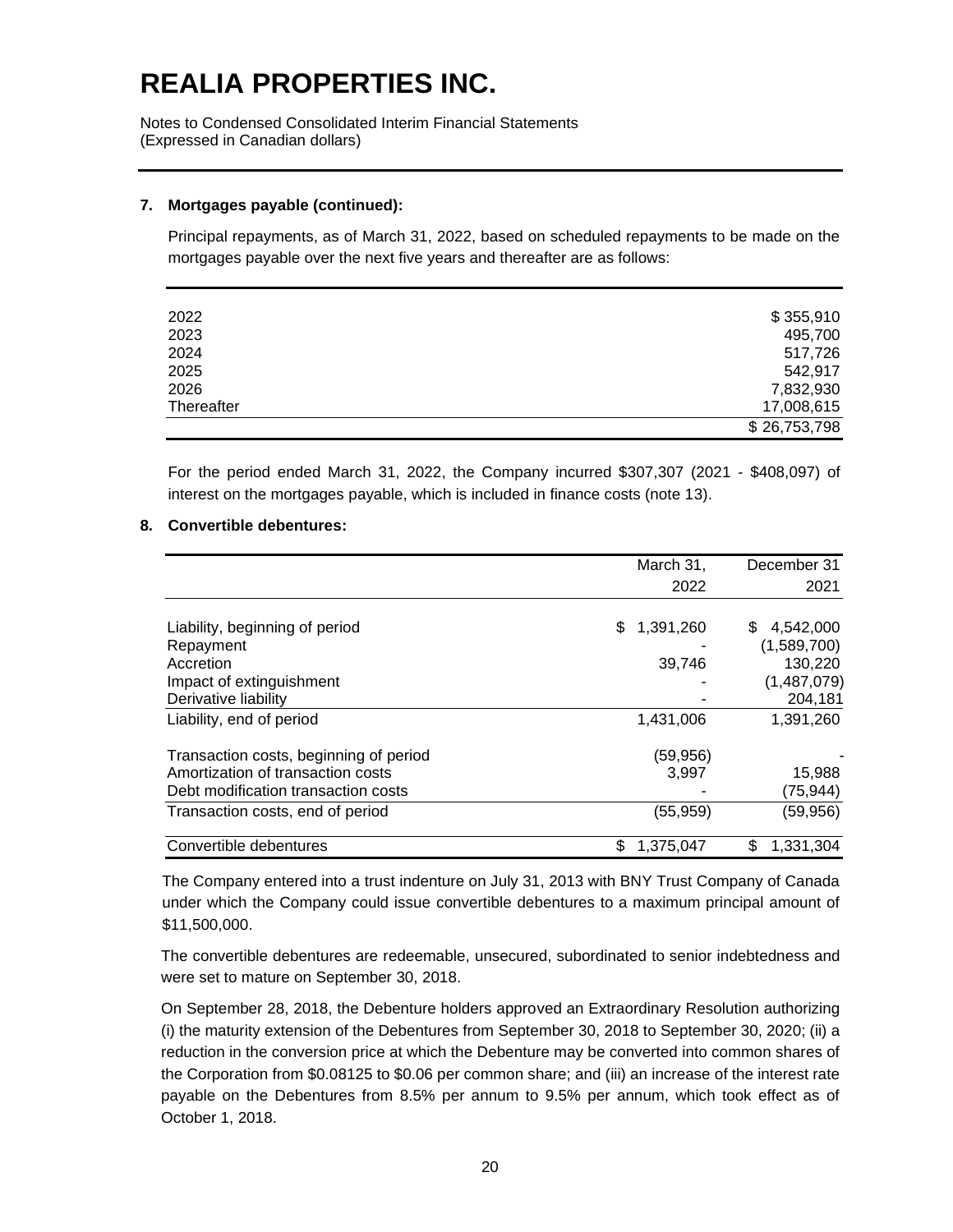# REALIA PROPERTIES INC.

Notes to Condensed Consolidated Interim Financial Statements
(Expressed in Canadian dollars)

**7. Mortgages payable (continued):**

Principal repayments, as of March 31, 2022, based on scheduled repayments to be made on the mortgages payable over the next five years and thereafter are as follows:

| | |
|---|---:|
| 2022 | $ 355,910 |
| 2023 | 495,700 |
| 2024 | 517,726 |
| 2025 | 542,917 |
| 2026 | 7,832,930 |
| Thereafter | 17,008,615 |
| | $ 26,753,798 |

For the period ended March 31, 2022, the Company incurred $307,307 (2021 - $408,097) of interest on the mortgages payable, which is included in finance costs (note 13).

**8. Convertible debentures:**

| | March 31, 2022 | December 31 2021 |
|---|---:|---:|
| Liability, beginning of period | $ 1,391,260 | $ 4,542,000 |
| Repayment | - | (1,589,700) |
| Accretion | 39,746 | 130,220 |
| Impact of extinguishment | - | (1,487,079) |
| Derivative liability | - | 204,181 |
| Liability, end of period | 1,431,006 | 1,391,260 |
| Transaction costs, beginning of period | (59,956) | - |
| Amortization of transaction costs | 3,997 | 15,988 |
| Debt modification transaction costs | - | (75,944) |
| Transaction costs, end of period | (55,959) | (59,956) |
| Convertible debentures | $ 1,375,047 | $ 1,331,304 |

The Company entered into a trust indenture on July 31, 2013 with BNY Trust Company of Canada under which the Company could issue convertible debentures to a maximum principal amount of $11,500,000.

The convertible debentures are redeemable, unsecured, subordinated to senior indebtedness and were set to mature on September 30, 2018.

On September 28, 2018, the Debenture holders approved an Extraordinary Resolution authorizing (i) the maturity extension of the Debentures from September 30, 2018 to September 30, 2020; (ii) a reduction in the conversion price at which the Debenture may be converted into common shares of the Corporation from $0.08125 to $0.06 per common share; and (iii) an increase of the interest rate payable on the Debentures from 8.5% per annum to 9.5% per annum, which took effect as of October 1, 2018.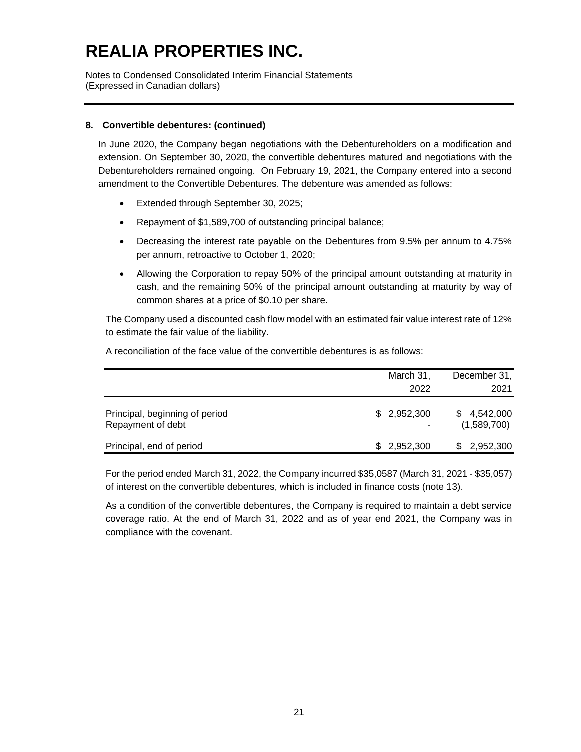# REALIA PROPERTIES INC.

Notes to Condensed Consolidated Interim Financial Statements
(Expressed in Canadian dollars)

**8. Convertible debentures: (continued)**

In June 2020, the Company began negotiations with the Debentureholders on a modification and extension. On September 30, 2020, the convertible debentures matured and negotiations with the Debentureholders remained ongoing. On February 19, 2021, the Company entered into a second amendment to the Convertible Debentures. The debenture was amended as follows:

- Extended through September 30, 2025;
- Repayment of $1,589,700 of outstanding principal balance;
- Decreasing the interest rate payable on the Debentures from 9.5% per annum to 4.75% per annum, retroactive to October 1, 2020;
- Allowing the Corporation to repay 50% of the principal amount outstanding at maturity in cash, and the remaining 50% of the principal amount outstanding at maturity by way of common shares at a price of $0.10 per share.

The Company used a discounted cash flow model with an estimated fair value interest rate of 12% to estimate the fair value of the liability.

A reconciliation of the face value of the convertible debentures is as follows:

| | March 31, 2022 | December 31, 2021 |
|---|---|---|
| Principal, beginning of period | $ 2,952,300 | $ 4,542,000 |
| Repayment of debt | - | (1,589,700) |
| Principal, end of period | $ 2,952,300 | $ 2,952,300 |

For the period ended March 31, 2022, the Company incurred $35,0587 (March 31, 2021 - $35,057) of interest on the convertible debentures, which is included in finance costs (note 13).

As a condition of the convertible debentures, the Company is required to maintain a debt service coverage ratio. At the end of March 31, 2022 and as of year end 2021, the Company was in compliance with the covenant.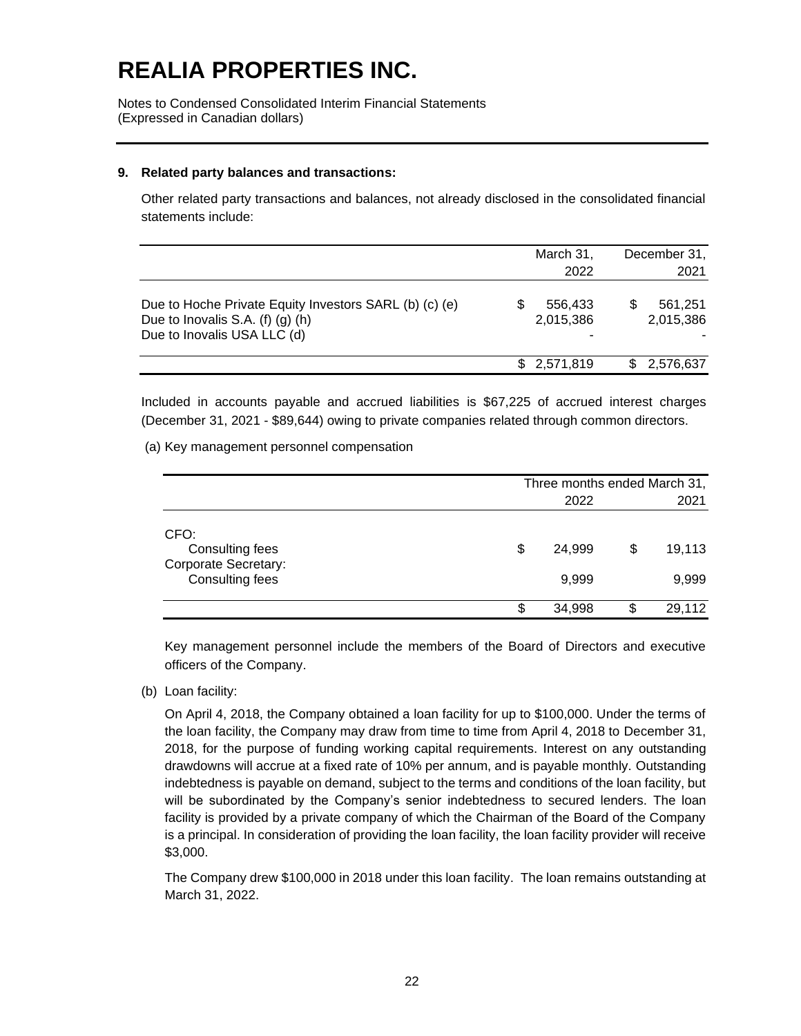# REALIA PROPERTIES INC.

Notes to Condensed Consolidated Interim Financial Statements
(Expressed in Canadian dollars)

**9. Related party balances and transactions:**

Other related party transactions and balances, not already disclosed in the consolidated financial statements include:

| | March 31, 2022 | December 31, 2021 |
|---|---|---|
| Due to Hoche Private Equity Investors SARL (b) (c) (e) | $ 556,433 | $ 561,251 |
| Due to Inovalis S.A. (f) (g) (h) | 2,015,386 | 2,015,386 |
| Due to Inovalis USA LLC (d) | - | - |
| | $ 2,571,819 | $ 2,576,637 |

Included in accounts payable and accrued liabilities is $67,225 of accrued interest charges (December 31, 2021 - $89,644) owing to private companies related through common directors.

(a) Key management personnel compensation

| | Three months ended March 31, | |
|---|---|---|
| | 2022 | 2021 |
| CFO: | | |
| Consulting fees | $ 24,999 | $ 19,113 |
| Corporate Secretary: | | |
| Consulting fees | 9,999 | 9,999 |
| | $ 34,998 | $ 29,112 |

Key management personnel include the members of the Board of Directors and executive officers of the Company.

(b) Loan facility:

On April 4, 2018, the Company obtained a loan facility for up to $100,000. Under the terms of the loan facility, the Company may draw from time to time from April 4, 2018 to December 31, 2018, for the purpose of funding working capital requirements. Interest on any outstanding drawdowns will accrue at a fixed rate of 10% per annum, and is payable monthly. Outstanding indebtedness is payable on demand, subject to the terms and conditions of the loan facility, but will be subordinated by the Company's senior indebtedness to secured lenders. The loan facility is provided by a private company of which the Chairman of the Board of the Company is a principal. In consideration of providing the loan facility, the loan facility provider will receive $3,000.

The Company drew $100,000 in 2018 under this loan facility. The loan remains outstanding at March 31, 2022.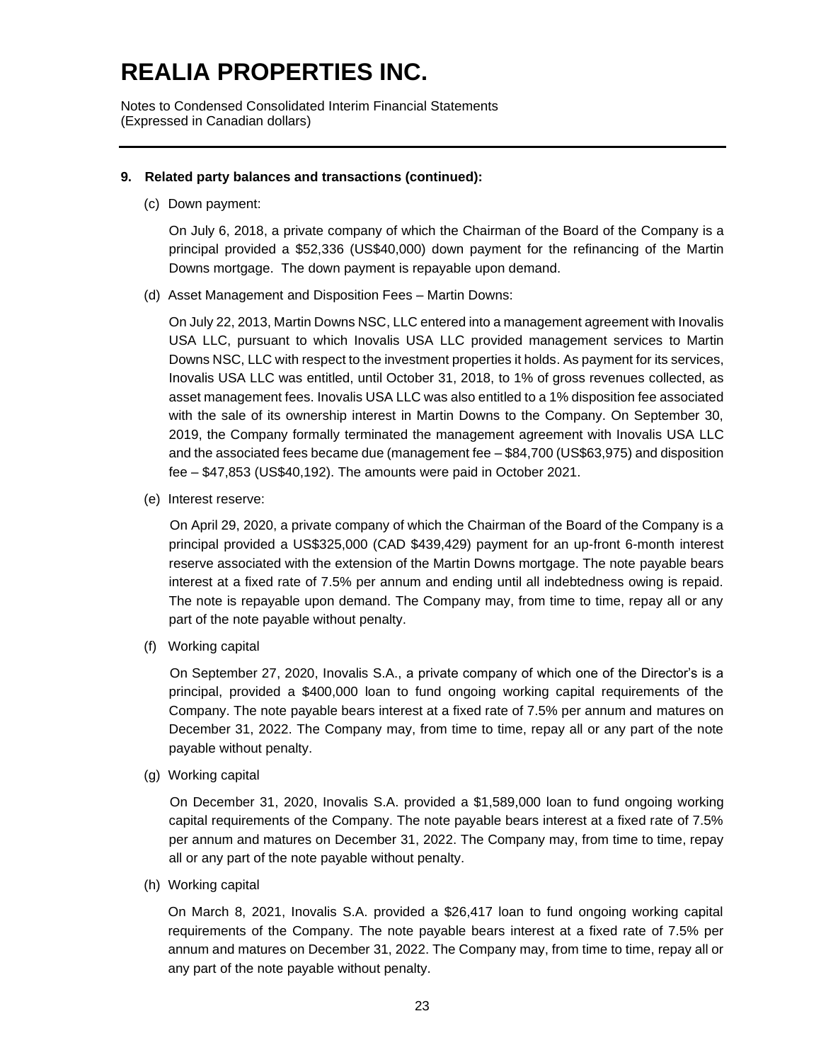# REALIA PROPERTIES INC.

Notes to Condensed Consolidated Interim Financial Statements
(Expressed in Canadian dollars)

**9. Related party balances and transactions (continued):**

(c) Down payment:

On July 6, 2018, a private company of which the Chairman of the Board of the Company is a principal provided a $52,336 (US$40,000) down payment for the refinancing of the Martin Downs mortgage. The down payment is repayable upon demand.

(d) Asset Management and Disposition Fees – Martin Downs:

On July 22, 2013, Martin Downs NSC, LLC entered into a management agreement with Inovalis USA LLC, pursuant to which Inovalis USA LLC provided management services to Martin Downs NSC, LLC with respect to the investment properties it holds. As payment for its services, Inovalis USA LLC was entitled, until October 31, 2018, to 1% of gross revenues collected, as asset management fees. Inovalis USA LLC was also entitled to a 1% disposition fee associated with the sale of its ownership interest in Martin Downs to the Company. On September 30, 2019, the Company formally terminated the management agreement with Inovalis USA LLC and the associated fees became due (management fee – $84,700 (US$63,975) and disposition fee – $47,853 (US$40,192). The amounts were paid in October 2021.

(e) Interest reserve:

On April 29, 2020, a private company of which the Chairman of the Board of the Company is a principal provided a US$325,000 (CAD $439,429) payment for an up-front 6-month interest reserve associated with the extension of the Martin Downs mortgage. The note payable bears interest at a fixed rate of 7.5% per annum and ending until all indebtedness owing is repaid. The note is repayable upon demand. The Company may, from time to time, repay all or any part of the note payable without penalty.

(f) Working capital

On September 27, 2020, Inovalis S.A., a private company of which one of the Director's is a principal, provided a $400,000 loan to fund ongoing working capital requirements of the Company. The note payable bears interest at a fixed rate of 7.5% per annum and matures on December 31, 2022. The Company may, from time to time, repay all or any part of the note payable without penalty.

(g) Working capital

On December 31, 2020, Inovalis S.A. provided a $1,589,000 loan to fund ongoing working capital requirements of the Company. The note payable bears interest at a fixed rate of 7.5% per annum and matures on December 31, 2022. The Company may, from time to time, repay all or any part of the note payable without penalty.

(h) Working capital

On March 8, 2021, Inovalis S.A. provided a $26,417 loan to fund ongoing working capital requirements of the Company. The note payable bears interest at a fixed rate of 7.5% per annum and matures on December 31, 2022. The Company may, from time to time, repay all or any part of the note payable without penalty.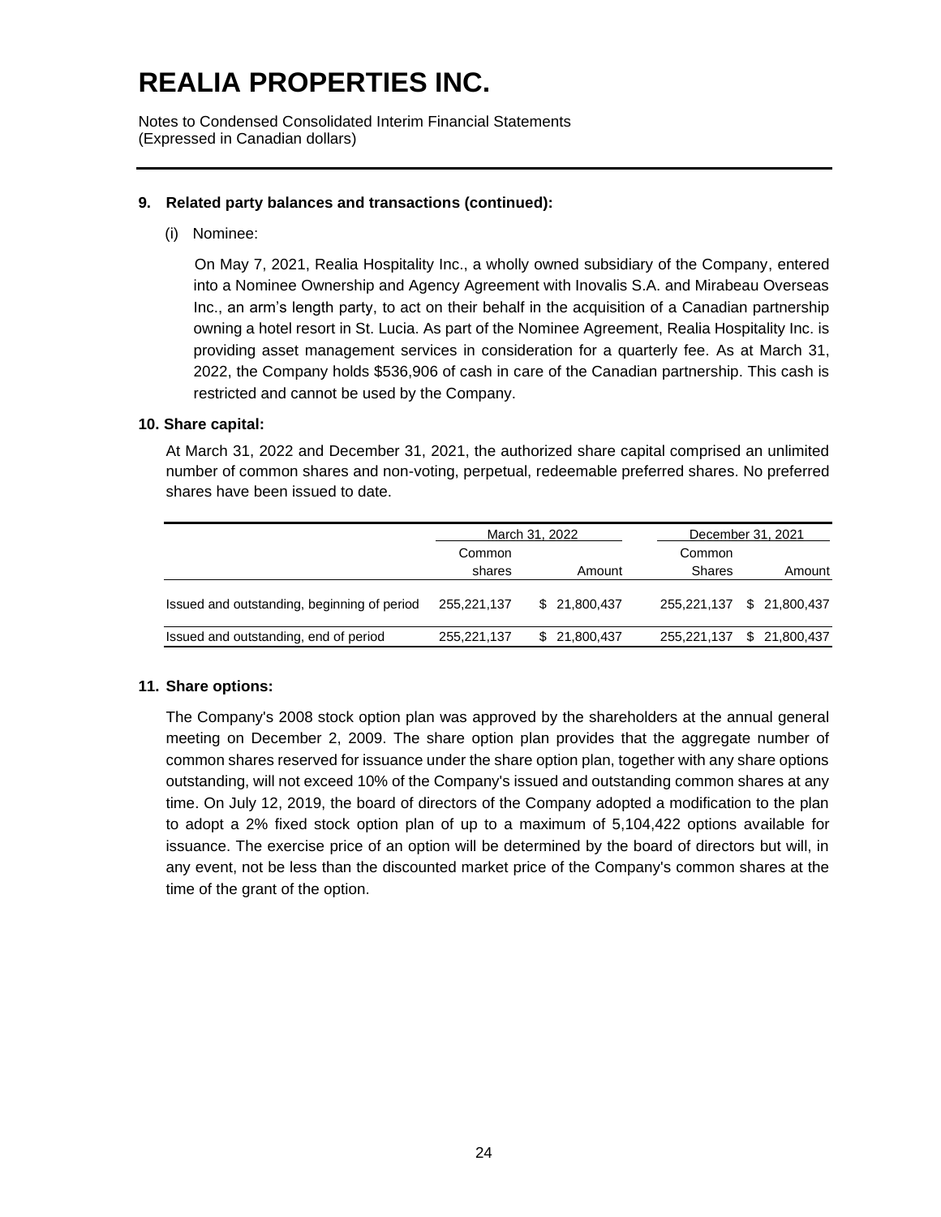# REALIA PROPERTIES INC.

Notes to Condensed Consolidated Interim Financial Statements
(Expressed in Canadian dollars)

## 9. Related party balances and transactions (continued):

(i) Nominee:

On May 7, 2021, Realia Hospitality Inc., a wholly owned subsidiary of the Company, entered into a Nominee Ownership and Agency Agreement with Inovalis S.A. and Mirabeau Overseas Inc., an arm's length party, to act on their behalf in the acquisition of a Canadian partnership owning a hotel resort in St. Lucia. As part of the Nominee Agreement, Realia Hospitality Inc. is providing asset management services in consideration for a quarterly fee. As at March 31, 2022, the Company holds $536,906 of cash in care of the Canadian partnership. This cash is restricted and cannot be used by the Company.

## 10. Share capital:

At March 31, 2022 and December 31, 2021, the authorized share capital comprised an unlimited number of common shares and non-voting, perpetual, redeemable preferred shares. No preferred shares have been issued to date.

| | March 31, 2022 | | December 31, 2021 | |
|---|---|---|---|---|
| | Common shares | Amount | Common Shares | Amount |
| Issued and outstanding, beginning of period | 255,221,137 | $ 21,800,437 | 255,221,137 | $ 21,800,437 |
| Issued and outstanding, end of period | 255,221,137 | $ 21,800,437 | 255,221,137 | $ 21,800,437 |

## 11. Share options:

The Company's 2008 stock option plan was approved by the shareholders at the annual general meeting on December 2, 2009. The share option plan provides that the aggregate number of common shares reserved for issuance under the share option plan, together with any share options outstanding, will not exceed 10% of the Company's issued and outstanding common shares at any time. On July 12, 2019, the board of directors of the Company adopted a modification to the plan to adopt a 2% fixed stock option plan of up to a maximum of 5,104,422 options available for issuance. The exercise price of an option will be determined by the board of directors but will, in any event, not be less than the discounted market price of the Company's common shares at the time of the grant of the option.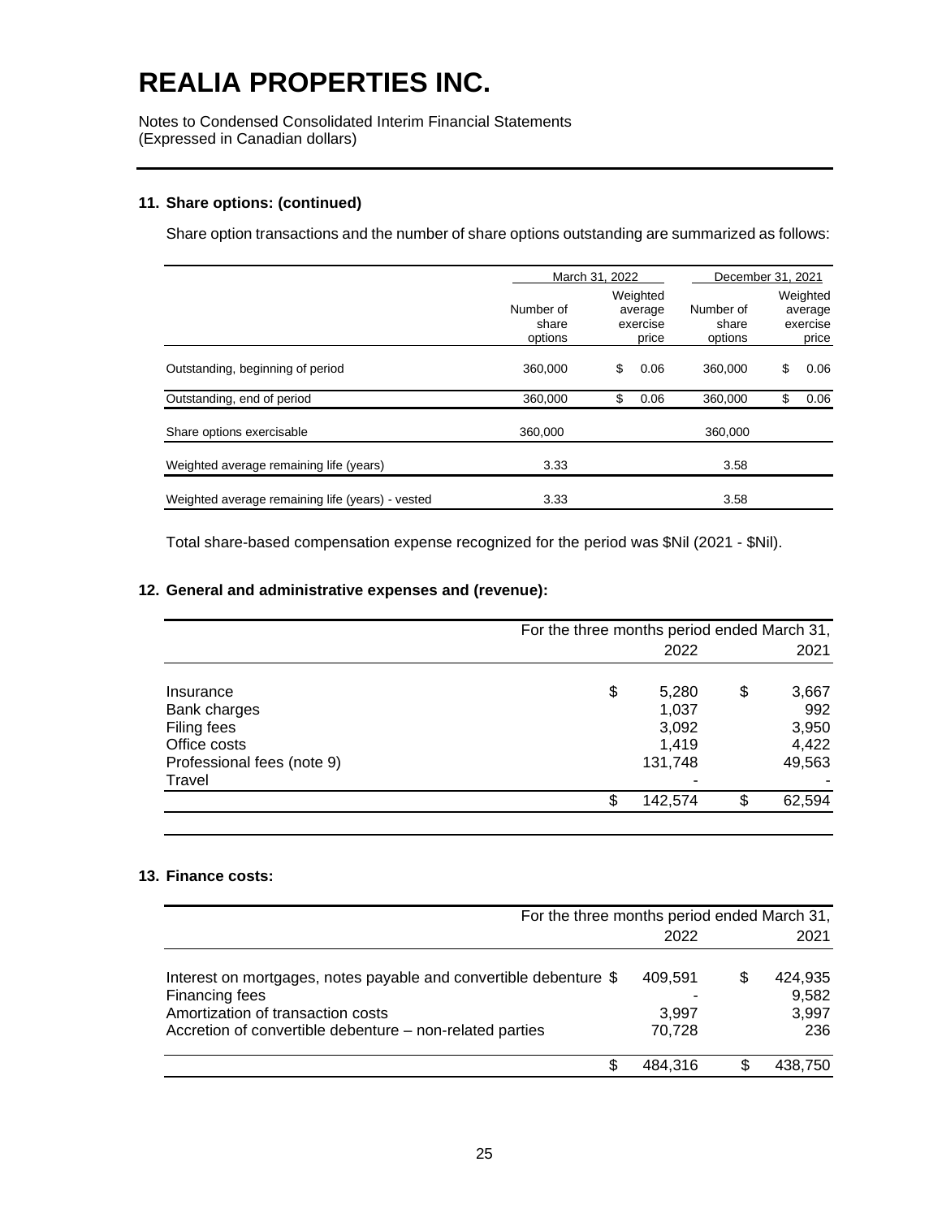# REALIA PROPERTIES INC.

Notes to Condensed Consolidated Interim Financial Statements
(Expressed in Canadian dollars)

### 11. Share options: (continued)

Share option transactions and the number of share options outstanding are summarized as follows:

| | March 31, 2022 | | December 31, 2021 | |
|---|---|---|---|---|
| | Number of share options | Weighted average exercise price | Number of share options | Weighted average exercise price |
| Outstanding, beginning of period | 360,000 | $ 0.06 | 360,000 | $ 0.06 |
| Outstanding, end of period | 360,000 | $ 0.06 | 360,000 | $ 0.06 |
| Share options exercisable | 360,000 | | 360,000 | |
| Weighted average remaining life (years) | 3.33 | | 3.58 | |
| Weighted average remaining life (years) - vested | 3.33 | | 3.58 | |

Total share-based compensation expense recognized for the period was $Nil (2021 - $Nil).

### 12. General and administrative expenses and (revenue):

| | For the three months period ended March 31, 2022 | 2021 |
|---|---|---|
| Insurance | $ 5,280 | $ 3,667 |
| Bank charges | 1,037 | 992 |
| Filing fees | 3,092 | 3,950 |
| Office costs | 1,419 | 4,422 |
| Professional fees (note 9) | 131,748 | 49,563 |
| Travel | - | - |
| | $ 142,574 | $ 62,594 |

### 13. Finance costs:

| | For the three months period ended March 31, 2022 | 2021 |
|---|---|---|
| Interest on mortgages, notes payable and convertible debenture | $ 409,591 | $ 424,935 |
| Financing fees | - | 9,582 |
| Amortization of transaction costs | 3,997 | 3,997 |
| Accretion of convertible debenture – non-related parties | 70,728 | 236 |
| | $ 484,316 | $ 438,750 |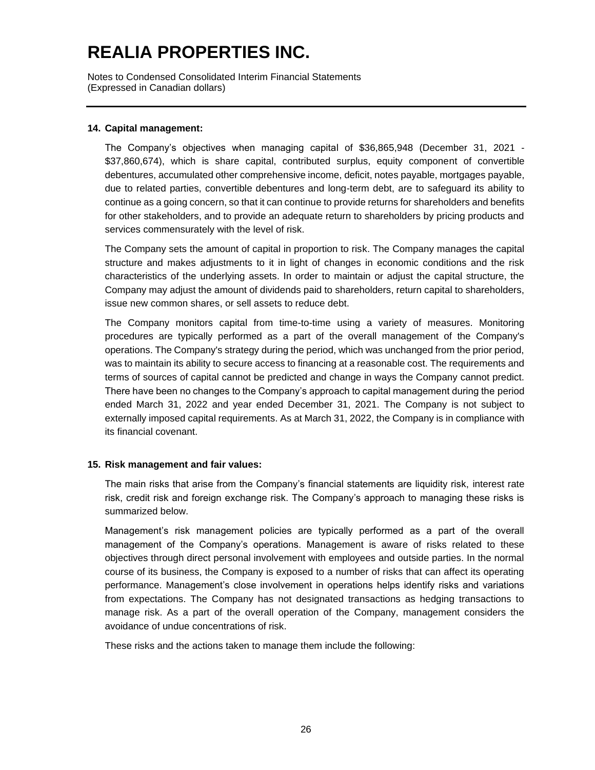# REALIA PROPERTIES INC.

Notes to Condensed Consolidated Interim Financial Statements
(Expressed in Canadian dollars)

## 14. Capital management:

The Company's objectives when managing capital of $36,865,948 (December 31, 2021 - $37,860,674), which is share capital, contributed surplus, equity component of convertible debentures, accumulated other comprehensive income, deficit, notes payable, mortgages payable, due to related parties, convertible debentures and long-term debt, are to safeguard its ability to continue as a going concern, so that it can continue to provide returns for shareholders and benefits for other stakeholders, and to provide an adequate return to shareholders by pricing products and services commensurately with the level of risk.

The Company sets the amount of capital in proportion to risk. The Company manages the capital structure and makes adjustments to it in light of changes in economic conditions and the risk characteristics of the underlying assets. In order to maintain or adjust the capital structure, the Company may adjust the amount of dividends paid to shareholders, return capital to shareholders, issue new common shares, or sell assets to reduce debt.

The Company monitors capital from time-to-time using a variety of measures. Monitoring procedures are typically performed as a part of the overall management of the Company's operations. The Company's strategy during the period, which was unchanged from the prior period, was to maintain its ability to secure access to financing at a reasonable cost. The requirements and terms of sources of capital cannot be predicted and change in ways the Company cannot predict. There have been no changes to the Company's approach to capital management during the period ended March 31, 2022 and year ended December 31, 2021. The Company is not subject to externally imposed capital requirements. As at March 31, 2022, the Company is in compliance with its financial covenant.

## 15. Risk management and fair values:

The main risks that arise from the Company's financial statements are liquidity risk, interest rate risk, credit risk and foreign exchange risk. The Company's approach to managing these risks is summarized below.

Management's risk management policies are typically performed as a part of the overall management of the Company's operations. Management is aware of risks related to these objectives through direct personal involvement with employees and outside parties. In the normal course of its business, the Company is exposed to a number of risks that can affect its operating performance. Management's close involvement in operations helps identify risks and variations from expectations. The Company has not designated transactions as hedging transactions to manage risk. As a part of the overall operation of the Company, management considers the avoidance of undue concentrations of risk.

These risks and the actions taken to manage them include the following: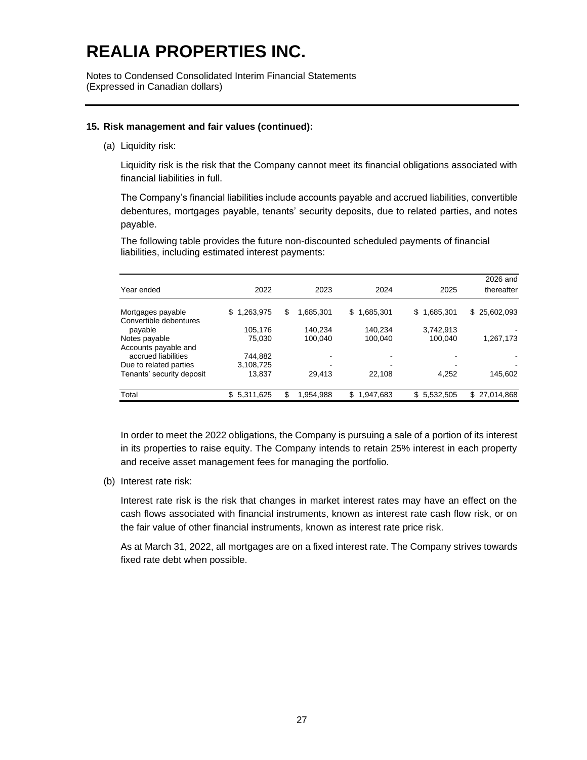# REALIA PROPERTIES INC.

Notes to Condensed Consolidated Interim Financial Statements
(Expressed in Canadian dollars)

**15. Risk management and fair values (continued):**

(a) Liquidity risk:

Liquidity risk is the risk that the Company cannot meet its financial obligations associated with financial liabilities in full.

The Company's financial liabilities include accounts payable and accrued liabilities, convertible debentures, mortgages payable, tenants' security deposits, due to related parties, and notes payable.

The following table provides the future non-discounted scheduled payments of financial liabilities, including estimated interest payments:

| Year ended | 2022 | 2023 | 2024 | 2025 | 2026 and thereafter |
|---|---|---|---|---|---|
| Mortgages payable | $ 1,263,975 | $ 1,685,301 | $ 1,685,301 | $ 1,685,301 | $ 25,602,093 |
| Convertible debentures payable | 105,176 | 140,234 | 140,234 | 3,742,913 | - |
| Notes payable | 75,030 | 100,040 | 100,040 | 100,040 | 1,267,173 |
| Accounts payable and accrued liabilities | 744,882 | - | - | - | - |
| Due to related parties | 3,108,725 | - | - | - | - |
| Tenants' security deposit | 13,837 | 29,413 | 22,108 | 4,252 | 145,602 |
| Total | $ 5,311,625 | $ 1,954,988 | $ 1,947,683 | $ 5,532,505 | $ 27,014,868 |

In order to meet the 2022 obligations, the Company is pursuing a sale of a portion of its interest in its properties to raise equity. The Company intends to retain 25% interest in each property and receive asset management fees for managing the portfolio.

(b) Interest rate risk:

Interest rate risk is the risk that changes in market interest rates may have an effect on the cash flows associated with financial instruments, known as interest rate cash flow risk, or on the fair value of other financial instruments, known as interest rate price risk.

As at March 31, 2022, all mortgages are on a fixed interest rate. The Company strives towards fixed rate debt when possible.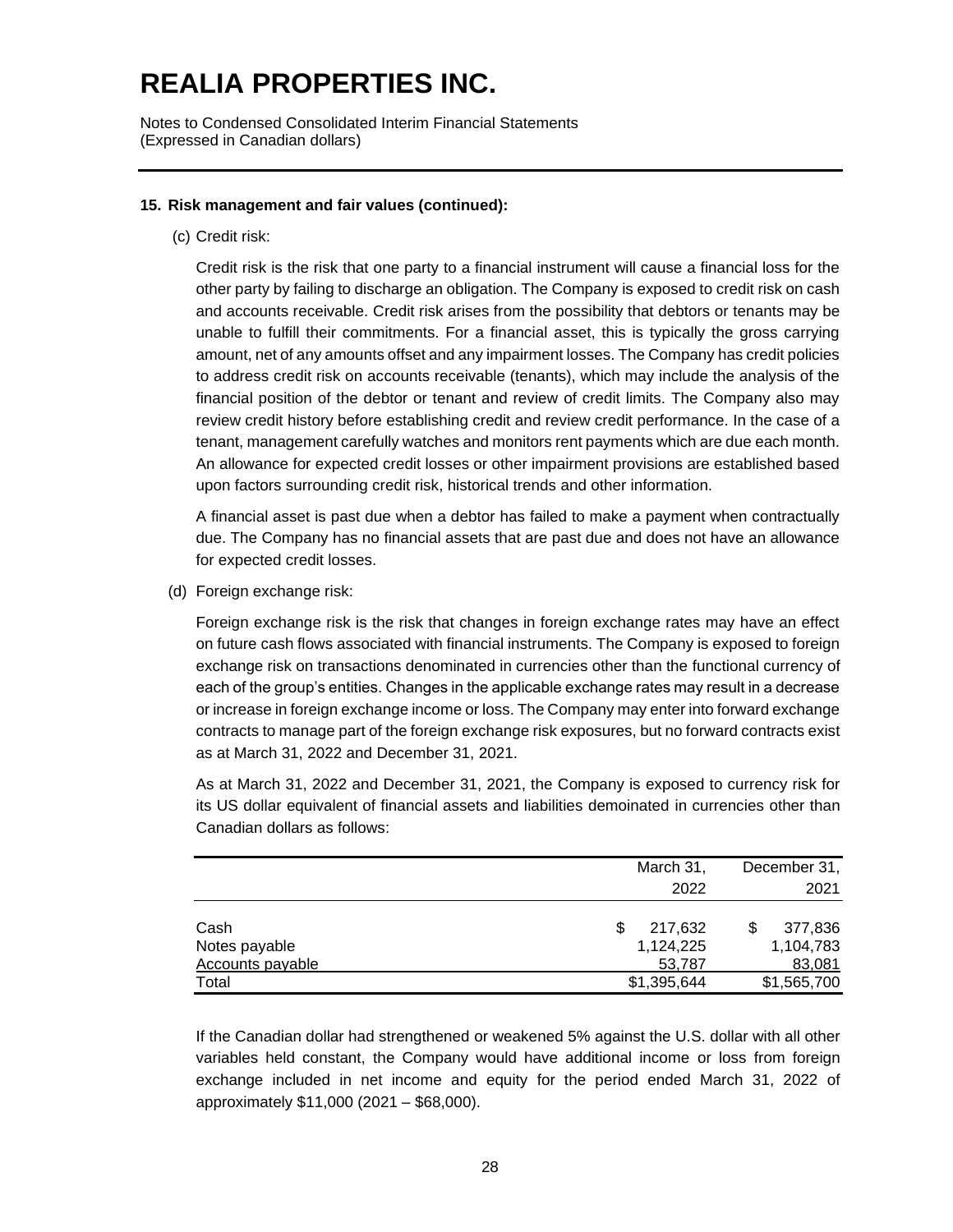# REALIA PROPERTIES INC.

Notes to Condensed Consolidated Interim Financial Statements
(Expressed in Canadian dollars)

**15. Risk management and fair values (continued):**

(c) Credit risk:

Credit risk is the risk that one party to a financial instrument will cause a financial loss for the other party by failing to discharge an obligation. The Company is exposed to credit risk on cash and accounts receivable. Credit risk arises from the possibility that debtors or tenants may be unable to fulfill their commitments. For a financial asset, this is typically the gross carrying amount, net of any amounts offset and any impairment losses. The Company has credit policies to address credit risk on accounts receivable (tenants), which may include the analysis of the financial position of the debtor or tenant and review of credit limits. The Company also may review credit history before establishing credit and review credit performance. In the case of a tenant, management carefully watches and monitors rent payments which are due each month. An allowance for expected credit losses or other impairment provisions are established based upon factors surrounding credit risk, historical trends and other information.

A financial asset is past due when a debtor has failed to make a payment when contractually due. The Company has no financial assets that are past due and does not have an allowance for expected credit losses.

(d) Foreign exchange risk:

Foreign exchange risk is the risk that changes in foreign exchange rates may have an effect on future cash flows associated with financial instruments. The Company is exposed to foreign exchange risk on transactions denominated in currencies other than the functional currency of each of the group's entities. Changes in the applicable exchange rates may result in a decrease or increase in foreign exchange income or loss. The Company may enter into forward exchange contracts to manage part of the foreign exchange risk exposures, but no forward contracts exist as at March 31, 2022 and December 31, 2021.

As at March 31, 2022 and December 31, 2021, the Company is exposed to currency risk for its US dollar equivalent of financial assets and liabilities demoinated in currencies other than Canadian dollars as follows:

| | March 31, 2022 | December 31, 2021 |
|---|---|---|
| Cash | $ 217,632 | $ 377,836 |
| Notes payable | 1,124,225 | 1,104,783 |
| Accounts payable | 53,787 | 83,081 |
| Total | $1,395,644 | $1,565,700 |

If the Canadian dollar had strengthened or weakened 5% against the U.S. dollar with all other variables held constant, the Company would have additional income or loss from foreign exchange included in net income and equity for the period ended March 31, 2022 of approximately $11,000 (2021 – $68,000).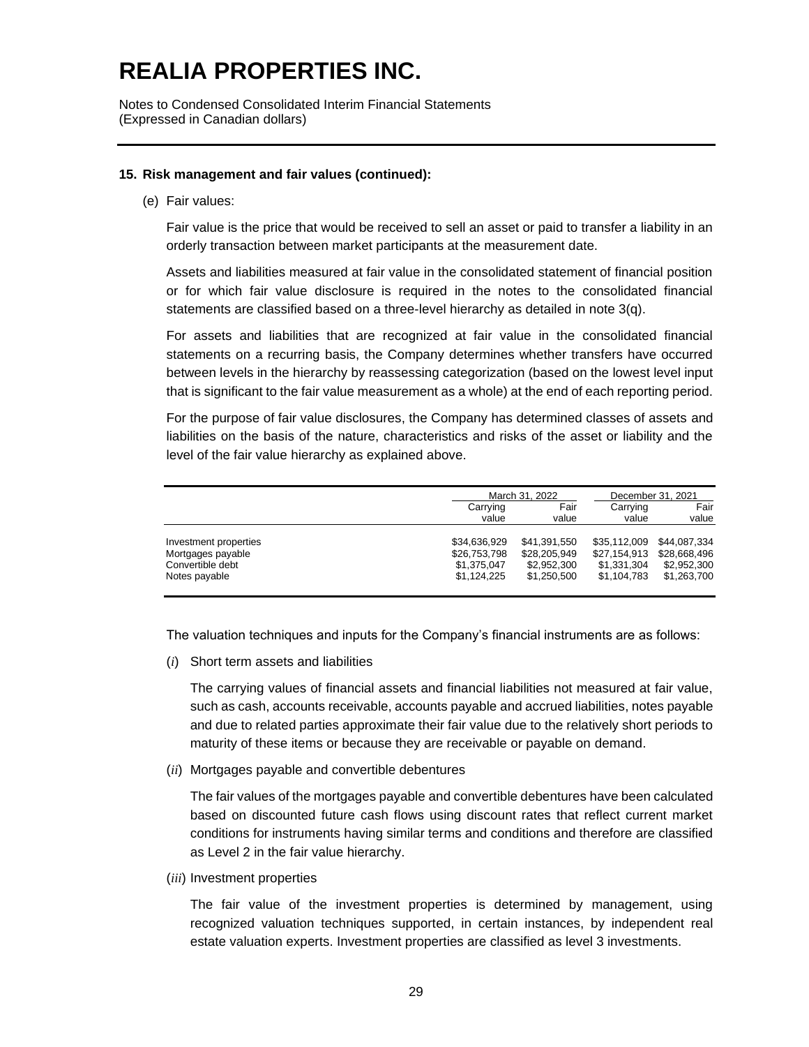# REALIA PROPERTIES INC.

Notes to Condensed Consolidated Interim Financial Statements
(Expressed in Canadian dollars)

**15. Risk management and fair values (continued):**

(e) Fair values:

Fair value is the price that would be received to sell an asset or paid to transfer a liability in an orderly transaction between market participants at the measurement date.

Assets and liabilities measured at fair value in the consolidated statement of financial position or for which fair value disclosure is required in the notes to the consolidated financial statements are classified based on a three-level hierarchy as detailed in note 3(q).

For assets and liabilities that are recognized at fair value in the consolidated financial statements on a recurring basis, the Company determines whether transfers have occurred between levels in the hierarchy by reassessing categorization (based on the lowest level input that is significant to the fair value measurement as a whole) at the end of each reporting period.

For the purpose of fair value disclosures, the Company has determined classes of assets and liabilities on the basis of the nature, characteristics and risks of the asset or liability and the level of the fair value hierarchy as explained above.

| | March 31, 2022 | | December 31, 2021 | |
|---|---|---|---|---|
| | Carrying value | Fair value | Carrying value | Fair value |
| Investment properties | $34,636,929 | $41,391,550 | $35,112,009 | $44,087,334 |
| Mortgages payable | $26,753,798 | $28,205,949 | $27,154,913 | $28,668,496 |
| Convertible debt | $1,375,047 | $2,952,300 | $1,331,304 | $2,952,300 |
| Notes payable | $1,124,225 | $1,250,500 | $1,104,783 | $1,263,700 |

The valuation techniques and inputs for the Company's financial instruments are as follows:

(*i*) Short term assets and liabilities

The carrying values of financial assets and financial liabilities not measured at fair value, such as cash, accounts receivable, accounts payable and accrued liabilities, notes payable and due to related parties approximate their fair value due to the relatively short periods to maturity of these items or because they are receivable or payable on demand.

(*ii*) Mortgages payable and convertible debentures

The fair values of the mortgages payable and convertible debentures have been calculated based on discounted future cash flows using discount rates that reflect current market conditions for instruments having similar terms and conditions and therefore are classified as Level 2 in the fair value hierarchy.

(*iii*) Investment properties

The fair value of the investment properties is determined by management, using recognized valuation techniques supported, in certain instances, by independent real estate valuation experts. Investment properties are classified as level 3 investments.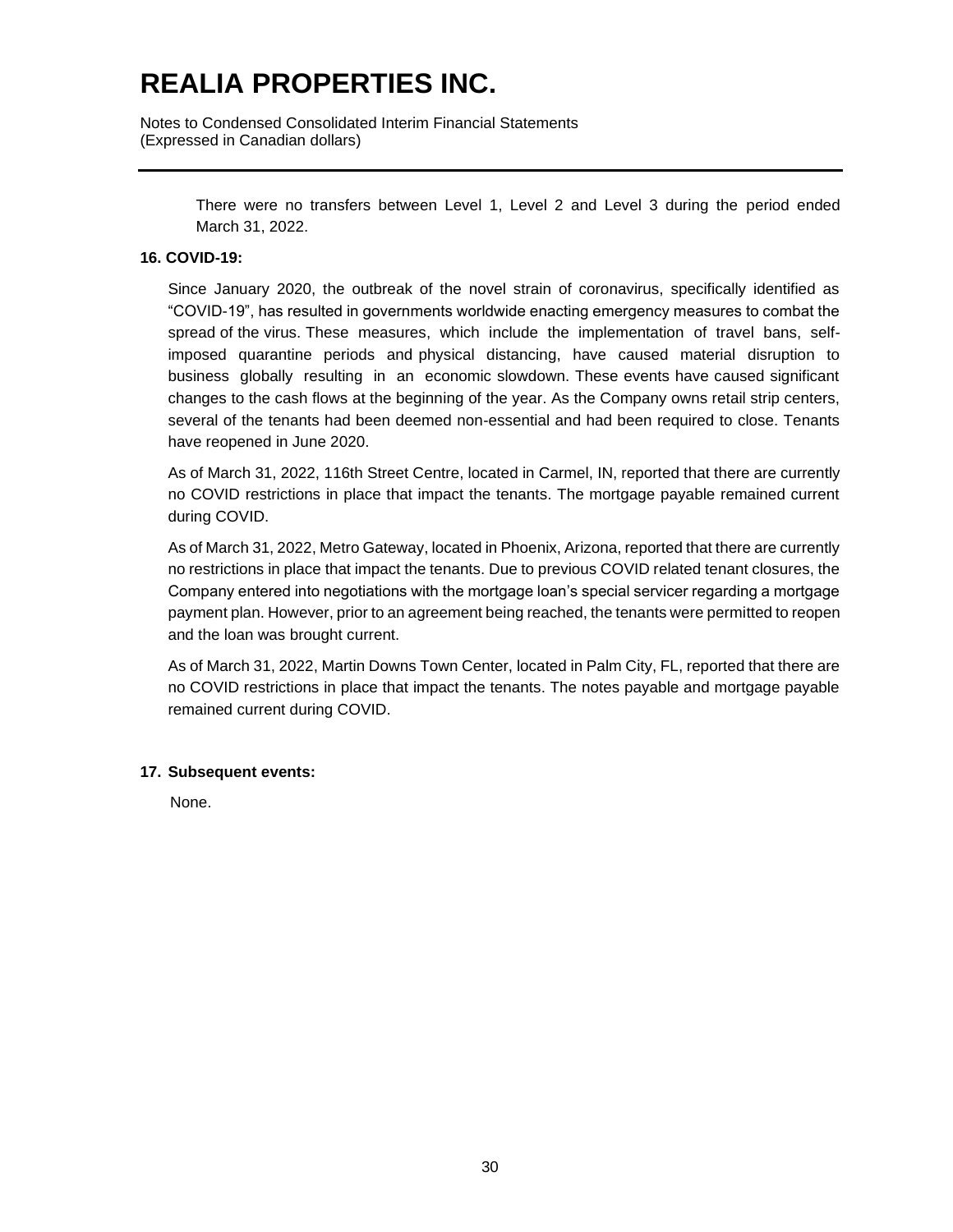There were no transfers between Level 1, Level 2 and Level 3 during the period ended March 31, 2022.

**16. COVID-19:**

Since January 2020, the outbreak of the novel strain of coronavirus, specifically identified as "COVID-19", has resulted in governments worldwide enacting emergency measures to combat the spread of the virus. These measures, which include the implementation of travel bans, self-imposed quarantine periods and physical distancing, have caused material disruption to business globally resulting in an economic slowdown. These events have caused significant changes to the cash flows at the beginning of the year. As the Company owns retail strip centers, several of the tenants had been deemed non-essential and had been required to close. Tenants have reopened in June 2020.

As of March 31, 2022, 116th Street Centre, located in Carmel, IN, reported that there are currently no COVID restrictions in place that impact the tenants. The mortgage payable remained current during COVID.

As of March 31, 2022, Metro Gateway, located in Phoenix, Arizona, reported that there are currently no restrictions in place that impact the tenants. Due to previous COVID related tenant closures, the Company entered into negotiations with the mortgage loan's special servicer regarding a mortgage payment plan. However, prior to an agreement being reached, the tenants were permitted to reopen and the loan was brought current.

As of March 31, 2022, Martin Downs Town Center, located in Palm City, FL, reported that there are no COVID restrictions in place that impact the tenants. The notes payable and mortgage payable remained current during COVID.

**17. Subsequent events:**

None.